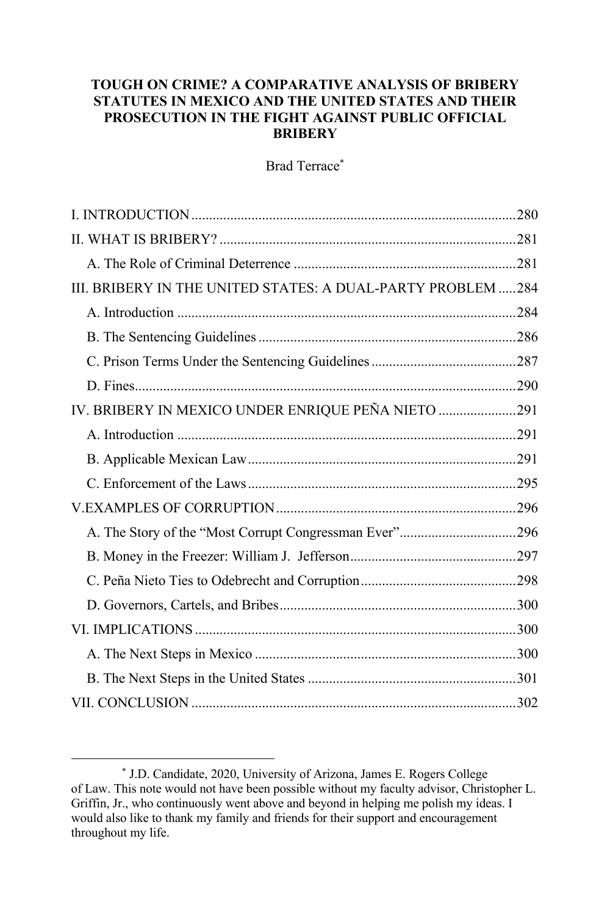# TOUGH ON CRIME? A COMPARATIVE ANALYSIS OF BRIBERY STATUTES IN MEXICO AND THE UNITED STATES AND THEIR PROSECUTION IN THE FIGHT AGAINST PUBLIC OFFICIAL BRIBERY

Brad Terrace*

I. INTRODUCTION ....... 280
II. WHAT IS BRIBERY? ....... 281
  A. The Role of Criminal Deterrence ....... 281
III. BRIBERY IN THE UNITED STATES: A DUAL-PARTY PROBLEM ....... 284
  A. Introduction ....... 284
  B. The Sentencing Guidelines ....... 286
  C. Prison Terms Under the Sentencing Guidelines ....... 287
  D. Fines ....... 290
IV. BRIBERY IN MEXICO UNDER ENRIQUE PEÑA NIETO ....... 291
  A. Introduction ....... 291
  B. Applicable Mexican Law ....... 291
  C. Enforcement of the Laws ....... 295
V. EXAMPLES OF CORRUPTION ....... 296
  A. The Story of the "Most Corrupt Congressman Ever" ....... 296
  B. Money in the Freezer: William J. Jefferson ....... 297
  C. Peña Nieto Ties to Odebrecht and Corruption ....... 298
  D. Governors, Cartels, and Bribes ....... 300
VI. IMPLICATIONS ....... 300
  A. The Next Steps in Mexico ....... 300
  B. The Next Steps in the United States ....... 301
VII. CONCLUSION ....... 302

---

* J.D. Candidate, 2020, University of Arizona, James E. Rogers College of Law. This note would not have been possible without my faculty advisor, Christopher L. Griffin, Jr., who continuously went above and beyond in helping me polish my ideas. I would also like to thank my family and friends for their support and encouragement throughout my life.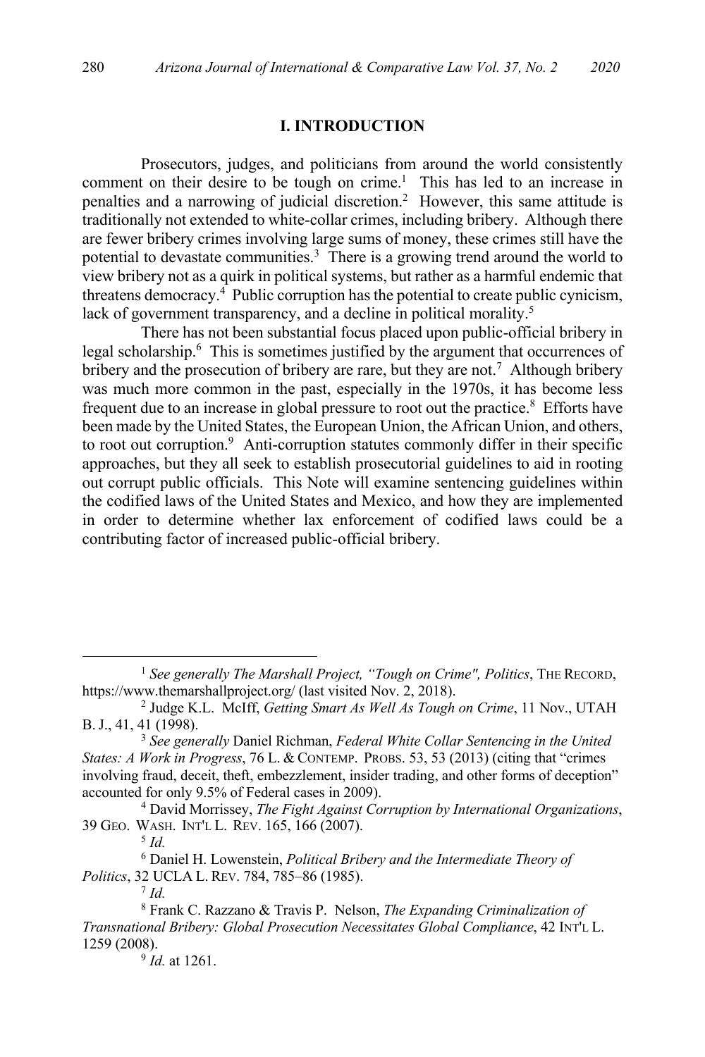## I. INTRODUCTION

Prosecutors, judges, and politicians from around the world consistently comment on their desire to be tough on crime.[1] This has led to an increase in penalties and a narrowing of judicial discretion.[2] However, this same attitude is traditionally not extended to white-collar crimes, including bribery. Although there are fewer bribery crimes involving large sums of money, these crimes still have the potential to devastate communities.[3] There is a growing trend around the world to view bribery not as a quirk in political systems, but rather as a harmful endemic that threatens democracy.[4] Public corruption has the potential to create public cynicism, lack of government transparency, and a decline in political morality.[5]

There has not been substantial focus placed upon public-official bribery in legal scholarship.[6] This is sometimes justified by the argument that occurrences of bribery and the prosecution of bribery are rare, but they are not.[7] Although bribery was much more common in the past, especially in the 1970s, it has become less frequent due to an increase in global pressure to root out the practice.[8] Efforts have been made by the United States, the European Union, the African Union, and others, to root out corruption.[9] Anti-corruption statutes commonly differ in their specific approaches, but they all seek to establish prosecutorial guidelines to aid in rooting out corrupt public officials. This Note will examine sentencing guidelines within the codified laws of the United States and Mexico, and how they are implemented in order to determine whether lax enforcement of codified laws could be a contributing factor of increased public-official bribery.

---

[1] *See generally The Marshall Project, "Tough on Crime", Politics*, THE RECORD, https://www.themarshallproject.org/ (last visited Nov. 2, 2018).

[2] Judge K.L. McIff, *Getting Smart As Well As Tough on Crime*, 11 Nov., UTAH B. J., 41, 41 (1998).

[3] *See generally* Daniel Richman, *Federal White Collar Sentencing in the United States: A Work in Progress*, 76 L. & CONTEMP. PROBS. 53, 53 (2013) (citing that "crimes involving fraud, deceit, theft, embezzlement, insider trading, and other forms of deception" accounted for only 9.5% of Federal cases in 2009).

[4] David Morrissey, *The Fight Against Corruption by International Organizations*, 39 GEO. WASH. INT'L L. REV. 165, 166 (2007).

[5] *Id.*

[6] Daniel H. Lowenstein, *Political Bribery and the Intermediate Theory of Politics*, 32 UCLA L. REV. 784, 785–86 (1985).

[7] *Id.*

[8] Frank C. Razzano & Travis P. Nelson, *The Expanding Criminalization of Transnational Bribery: Global Prosecution Necessitates Global Compliance*, 42 INT'L L. 1259 (2008).

[9] *Id.* at 1261.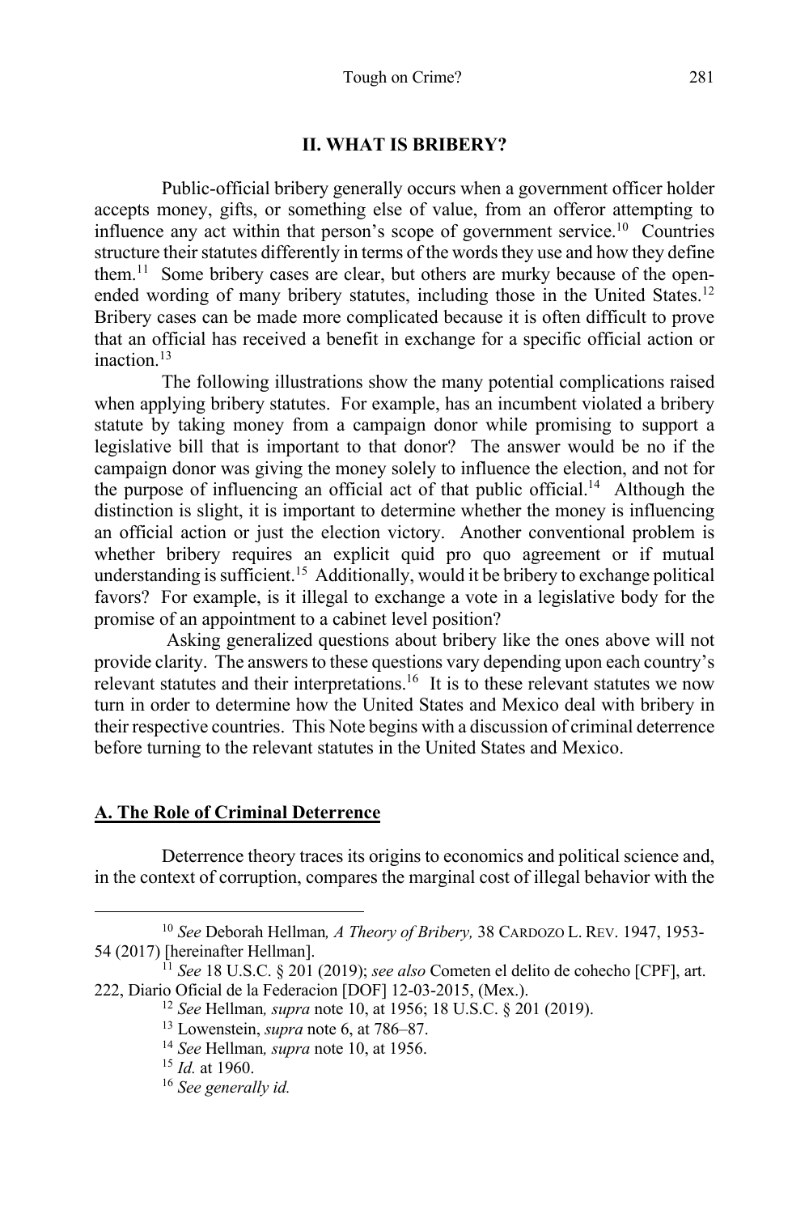## II. WHAT IS BRIBERY?

Public-official bribery generally occurs when a government officer holder accepts money, gifts, or something else of value, from an offeror attempting to influence any act within that person's scope of government service.[10] Countries structure their statutes differently in terms of the words they use and how they define them.[11] Some bribery cases are clear, but others are murky because of the open-ended wording of many bribery statutes, including those in the United States.[12] Bribery cases can be made more complicated because it is often difficult to prove that an official has received a benefit in exchange for a specific official action or inaction.[13]

The following illustrations show the many potential complications raised when applying bribery statutes. For example, has an incumbent violated a bribery statute by taking money from a campaign donor while promising to support a legislative bill that is important to that donor? The answer would be no if the campaign donor was giving the money solely to influence the election, and not for the purpose of influencing an official act of that public official.[14] Although the distinction is slight, it is important to determine whether the money is influencing an official action or just the election victory. Another conventional problem is whether bribery requires an explicit quid pro quo agreement or if mutual understanding is sufficient.[15] Additionally, would it be bribery to exchange political favors? For example, is it illegal to exchange a vote in a legislative body for the promise of an appointment to a cabinet level position?

Asking generalized questions about bribery like the ones above will not provide clarity. The answers to these questions vary depending upon each country's relevant statutes and their interpretations.[16] It is to these relevant statutes we now turn in order to determine how the United States and Mexico deal with bribery in their respective countries. This Note begins with a discussion of criminal deterrence before turning to the relevant statutes in the United States and Mexico.

### A. The Role of Criminal Deterrence

Deterrence theory traces its origins to economics and political science and, in the context of corruption, compares the marginal cost of illegal behavior with the

---

[10] *See* Deborah Hellman*, A Theory of Bribery,* 38 CARDOZO L. REV. 1947, 1953-54 (2017) [hereinafter Hellman].

[11] *See* 18 U.S.C. § 201 (2019); *see also* Cometen el delito de cohecho [CPF], art. 222, Diario Oficial de la Federacion [DOF] 12-03-2015, (Mex.).

[12] *See* Hellman*, supra* note 10, at 1956; 18 U.S.C. § 201 (2019).

[13] Lowenstein, *supra* note 6, at 786–87.

[14] *See* Hellman*, supra* note 10, at 1956.

[15] *Id.* at 1960.

[16] *See generally id.*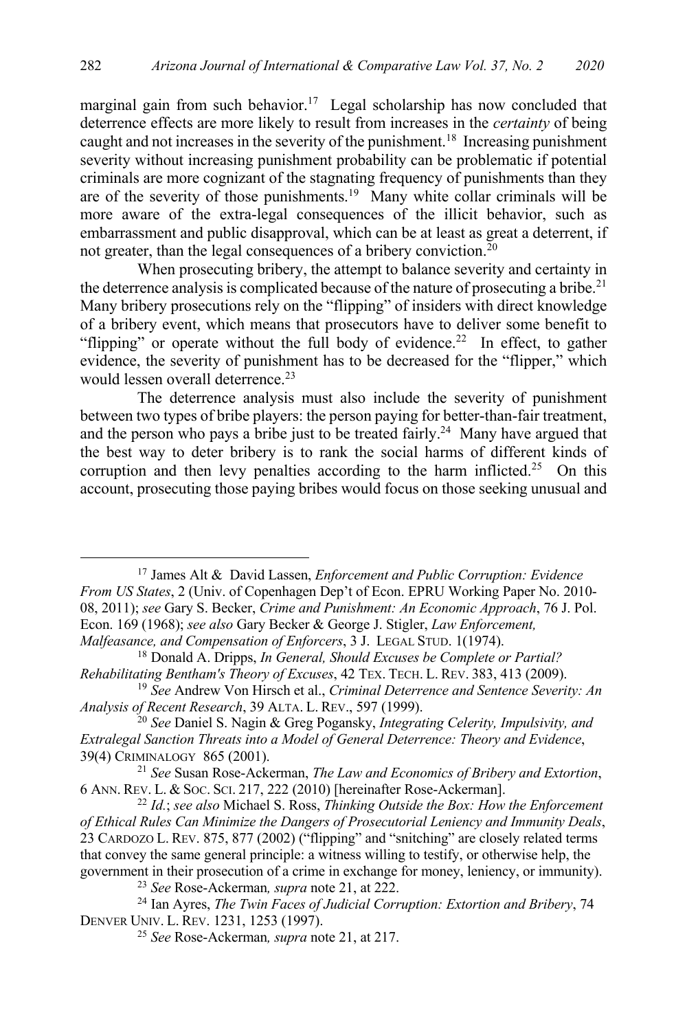marginal gain from such behavior.[17] Legal scholarship has now concluded that deterrence effects are more likely to result from increases in the *certainty* of being caught and not increases in the severity of the punishment.[18] Increasing punishment severity without increasing punishment probability can be problematic if potential criminals are more cognizant of the stagnating frequency of punishments than they are of the severity of those punishments.[19] Many white collar criminals will be more aware of the extra-legal consequences of the illicit behavior, such as embarrassment and public disapproval, which can be at least as great a deterrent, if not greater, than the legal consequences of a bribery conviction.[20]

When prosecuting bribery, the attempt to balance severity and certainty in the deterrence analysis is complicated because of the nature of prosecuting a bribe.[21] Many bribery prosecutions rely on the "flipping" of insiders with direct knowledge of a bribery event, which means that prosecutors have to deliver some benefit to "flipping" or operate without the full body of evidence.[22] In effect, to gather evidence, the severity of punishment has to be decreased for the "flipper," which would lessen overall deterrence.[23]

The deterrence analysis must also include the severity of punishment between two types of bribe players: the person paying for better-than-fair treatment, and the person who pays a bribe just to be treated fairly.[24] Many have argued that the best way to deter bribery is to rank the social harms of different kinds of corruption and then levy penalties according to the harm inflicted.[25] On this account, prosecuting those paying bribes would focus on those seeking unusual and

---

[17] James Alt & David Lassen, *Enforcement and Public Corruption: Evidence From US States*, 2 (Univ. of Copenhagen Dep't of Econ. EPRU Working Paper No. 2010-08, 2011); *see* Gary S. Becker, *Crime and Punishment: An Economic Approach*, 76 J. Pol. Econ. 169 (1968); *see also* Gary Becker & George J. Stigler, *Law Enforcement, Malfeasance, and Compensation of Enforcers*, 3 J. LEGAL STUD. 1(1974).

[18] Donald A. Dripps, *In General, Should Excuses be Complete or Partial? Rehabilitating Bentham's Theory of Excuses*, 42 TEX. TECH. L. REV. 383, 413 (2009).

[19] *See* Andrew Von Hirsch et al., *Criminal Deterrence and Sentence Severity: An Analysis of Recent Research*, 39 ALTA. L. REV., 597 (1999).

[20] *See* Daniel S. Nagin & Greg Pogansky, *Integrating Celerity, Impulsivity, and Extralegal Sanction Threats into a Model of General Deterrence: Theory and Evidence*, 39(4) CRIMINALOGY 865 (2001).

[21] *See* Susan Rose-Ackerman, *The Law and Economics of Bribery and Extortion*, 6 ANN. REV. L. & SOC. SCI. 217, 222 (2010) [hereinafter Rose-Ackerman].

[22] *Id.*; *see also* Michael S. Ross, *Thinking Outside the Box: How the Enforcement of Ethical Rules Can Minimize the Dangers of Prosecutorial Leniency and Immunity Deals*, 23 CARDOZO L. REV. 875, 877 (2002) ("flipping" and "snitching" are closely related terms that convey the same general principle: a witness willing to testify, or otherwise help, the government in their prosecution of a crime in exchange for money, leniency, or immunity).

[23] *See* Rose-Ackerman*, supra* note 21, at 222.

[24] Ian Ayres, *The Twin Faces of Judicial Corruption: Extortion and Bribery*, 74 DENVER UNIV. L. REV. 1231, 1253 (1997).

[25] *See* Rose-Ackerman*, supra* note 21, at 217.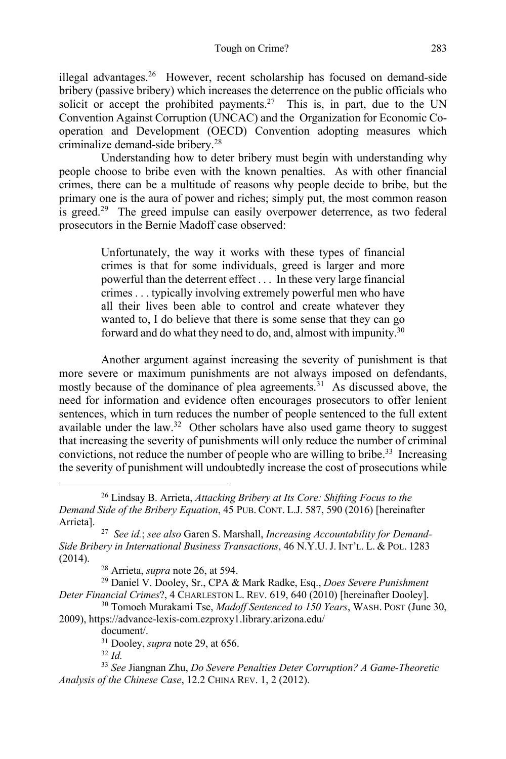illegal advantages.[26] However, recent scholarship has focused on demand-side bribery (passive bribery) which increases the deterrence on the public officials who solicit or accept the prohibited payments.[27] This is, in part, due to the UN Convention Against Corruption (UNCAC) and the Organization for Economic Co-operation and Development (OECD) Convention adopting measures which criminalize demand-side bribery.[28]

Understanding how to deter bribery must begin with understanding why people choose to bribe even with the known penalties. As with other financial crimes, there can be a multitude of reasons why people decide to bribe, but the primary one is the aura of power and riches; simply put, the most common reason is greed.[29] The greed impulse can easily overpower deterrence, as two federal prosecutors in the Bernie Madoff case observed:

> Unfortunately, the way it works with these types of financial crimes is that for some individuals, greed is larger and more powerful than the deterrent effect . . . In these very large financial crimes . . . typically involving extremely powerful men who have all their lives been able to control and create whatever they wanted to, I do believe that there is some sense that they can go forward and do what they need to do, and, almost with impunity.[30]

Another argument against increasing the severity of punishment is that more severe or maximum punishments are not always imposed on defendants, mostly because of the dominance of plea agreements.[31] As discussed above, the need for information and evidence often encourages prosecutors to offer lenient sentences, which in turn reduces the number of people sentenced to the full extent available under the law.[32] Other scholars have also used game theory to suggest that increasing the severity of punishments will only reduce the number of criminal convictions, not reduce the number of people who are willing to bribe.[33] Increasing the severity of punishment will undoubtedly increase the cost of prosecutions while

---

[26] Lindsay B. Arrieta, *Attacking Bribery at Its Core: Shifting Focus to the Demand Side of the Bribery Equation*, 45 PUB. CONT. L.J. 587, 590 (2016) [hereinafter Arrieta].

[27] *See id.*; *see also* Garen S. Marshall, *Increasing Accountability for Demand-Side Bribery in International Business Transactions*, 46 N.Y.U. J. INT'L. L. & POL. 1283 (2014).

[28] Arrieta, *supra* note 26, at 594.

[29] Daniel V. Dooley, Sr., CPA & Mark Radke, Esq., *Does Severe Punishment Deter Financial Crimes*?, 4 CHARLESTON L. REV. 619, 640 (2010) [hereinafter Dooley].

[30] Tomoeh Murakami Tse, *Madoff Sentenced to 150 Years*, WASH. POST (June 30, 2009), https://advance-lexis-com.ezproxy1.library.arizona.edu/document/.

[31] Dooley, *supra* note 29, at 656.

[32] *Id.*

[33] *See* Jiangnan Zhu, *Do Severe Penalties Deter Corruption? A Game-Theoretic Analysis of the Chinese Case*, 12.2 CHINA REV. 1, 2 (2012).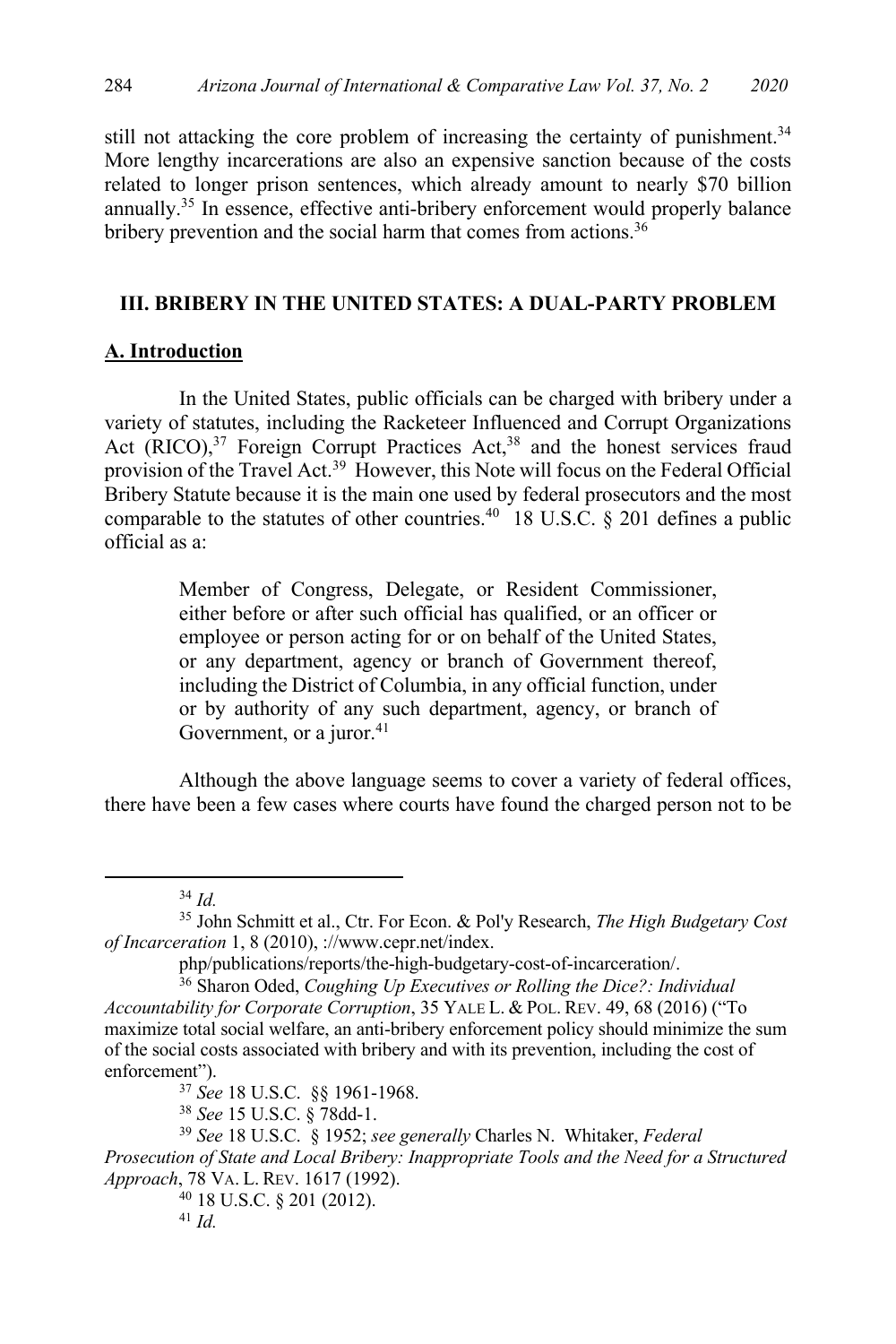still not attacking the core problem of increasing the certainty of punishment.[34] More lengthy incarcerations are also an expensive sanction because of the costs related to longer prison sentences, which already amount to nearly $70 billion annually.[35] In essence, effective anti-bribery enforcement would properly balance bribery prevention and the social harm that comes from actions.[36]

## III. BRIBERY IN THE UNITED STATES: A DUAL-PARTY PROBLEM

### A. Introduction

In the United States, public officials can be charged with bribery under a variety of statutes, including the Racketeer Influenced and Corrupt Organizations Act (RICO),[37] Foreign Corrupt Practices Act,[38] and the honest services fraud provision of the Travel Act.[39] However, this Note will focus on the Federal Official Bribery Statute because it is the main one used by federal prosecutors and the most comparable to the statutes of other countries.[40] 18 U.S.C. § 201 defines a public official as a:

> Member of Congress, Delegate, or Resident Commissioner, either before or after such official has qualified, or an officer or employee or person acting for or on behalf of the United States, or any department, agency or branch of Government thereof, including the District of Columbia, in any official function, under or by authority of any such department, agency, or branch of Government, or a juror.[41]

Although the above language seems to cover a variety of federal offices, there have been a few cases where courts have found the charged person not to be

---

[34] *Id.*

[35] John Schmitt et al., Ctr. For Econ. & Pol'y Research, *The High Budgetary Cost of Incarceration* 1, 8 (2010), ://www.cepr.net/index.php/publications/reports/the-high-budgetary-cost-of-incarceration/.

[36] Sharon Oded, *Coughing Up Executives or Rolling the Dice?: Individual Accountability for Corporate Corruption*, 35 YALE L. & POL. REV. 49, 68 (2016) ("To maximize total social welfare, an anti-bribery enforcement policy should minimize the sum of the social costs associated with bribery and with its prevention, including the cost of enforcement").

[37] *See* 18 U.S.C. §§ 1961-1968.

[38] *See* 15 U.S.C. § 78dd-1.

[39] *See* 18 U.S.C. § 1952; *see generally* Charles N. Whitaker, *Federal Prosecution of State and Local Bribery: Inappropriate Tools and the Need for a Structured Approach*, 78 VA. L. REV. 1617 (1992).

[40] 18 U.S.C. § 201 (2012).

[41] *Id.*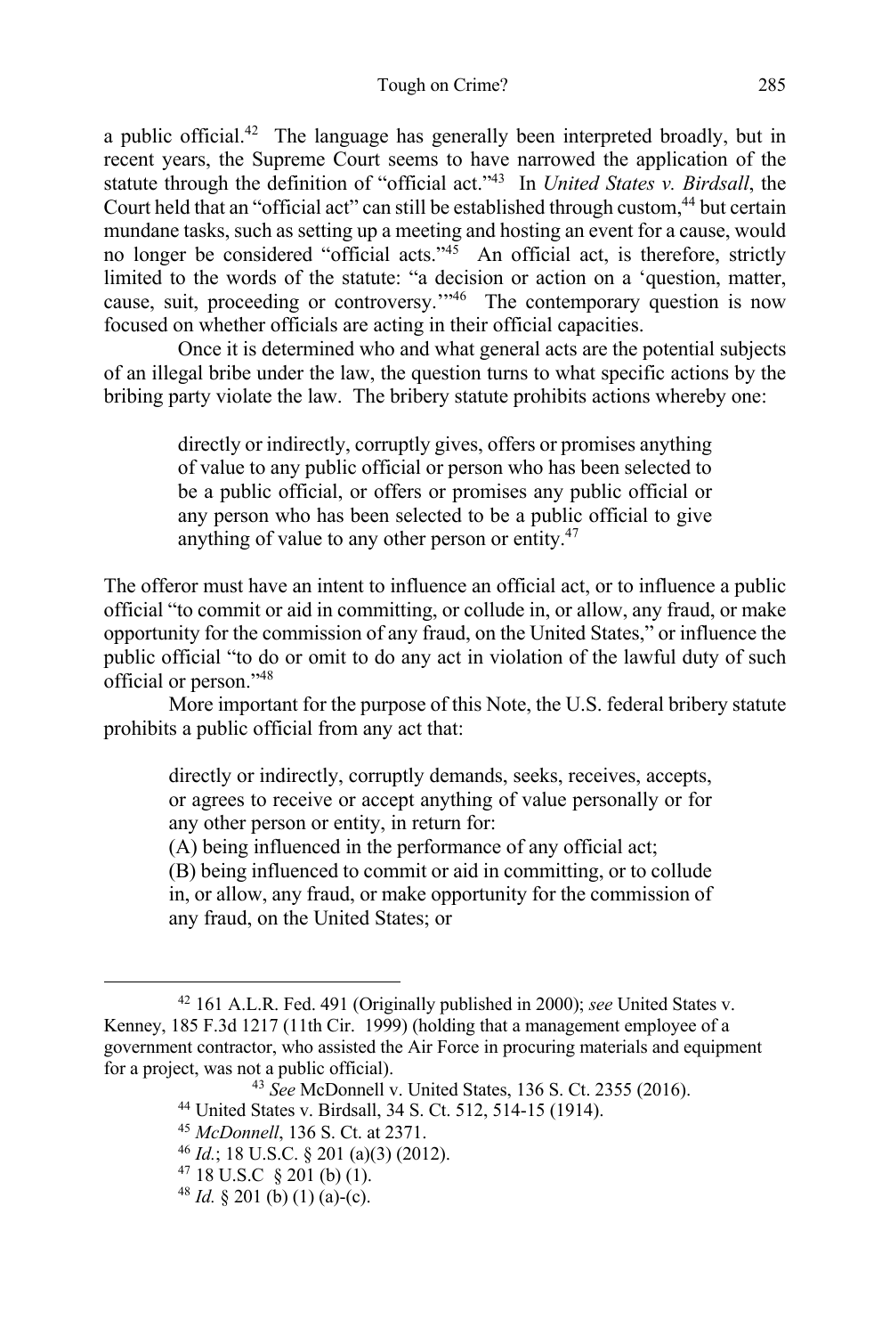a public official.[42] The language has generally been interpreted broadly, but in recent years, the Supreme Court seems to have narrowed the application of the statute through the definition of "official act."[43] In *United States v. Birdsall*, the Court held that an "official act" can still be established through custom,[44] but certain mundane tasks, such as setting up a meeting and hosting an event for a cause, would no longer be considered "official acts."[45] An official act, is therefore, strictly limited to the words of the statute: "a decision or action on a 'question, matter, cause, suit, proceeding or controversy.'"[46] The contemporary question is now focused on whether officials are acting in their official capacities.

Once it is determined who and what general acts are the potential subjects of an illegal bribe under the law, the question turns to what specific actions by the bribing party violate the law. The bribery statute prohibits actions whereby one:

> directly or indirectly, corruptly gives, offers or promises anything of value to any public official or person who has been selected to be a public official, or offers or promises any public official or any person who has been selected to be a public official to give anything of value to any other person or entity.[47]

The offeror must have an intent to influence an official act, or to influence a public official "to commit or aid in committing, or collude in, or allow, any fraud, or make opportunity for the commission of any fraud, on the United States," or influence the public official "to do or omit to do any act in violation of the lawful duty of such official or person."[48]

More important for the purpose of this Note, the U.S. federal bribery statute prohibits a public official from any act that:

> directly or indirectly, corruptly demands, seeks, receives, accepts, or agrees to receive or accept anything of value personally or for any other person or entity, in return for:
> (A) being influenced in the performance of any official act;
> (B) being influenced to commit or aid in committing, or to collude in, or allow, any fraud, or make opportunity for the commission of any fraud, on the United States; or

---

[42] 161 A.L.R. Fed. 491 (Originally published in 2000); *see* United States v. Kenney, 185 F.3d 1217 (11th Cir. 1999) (holding that a management employee of a government contractor, who assisted the Air Force in procuring materials and equipment for a project, was not a public official).

[43] *See* McDonnell v. United States, 136 S. Ct. 2355 (2016).

[44] United States v. Birdsall, 34 S. Ct. 512, 514-15 (1914).

[45] *McDonnell*, 136 S. Ct. at 2371.

[46] *Id.*; 18 U.S.C. § 201 (a)(3) (2012).

[47] 18 U.S.C § 201 (b) (1).

[48] *Id.* § 201 (b) (1) (a)-(c).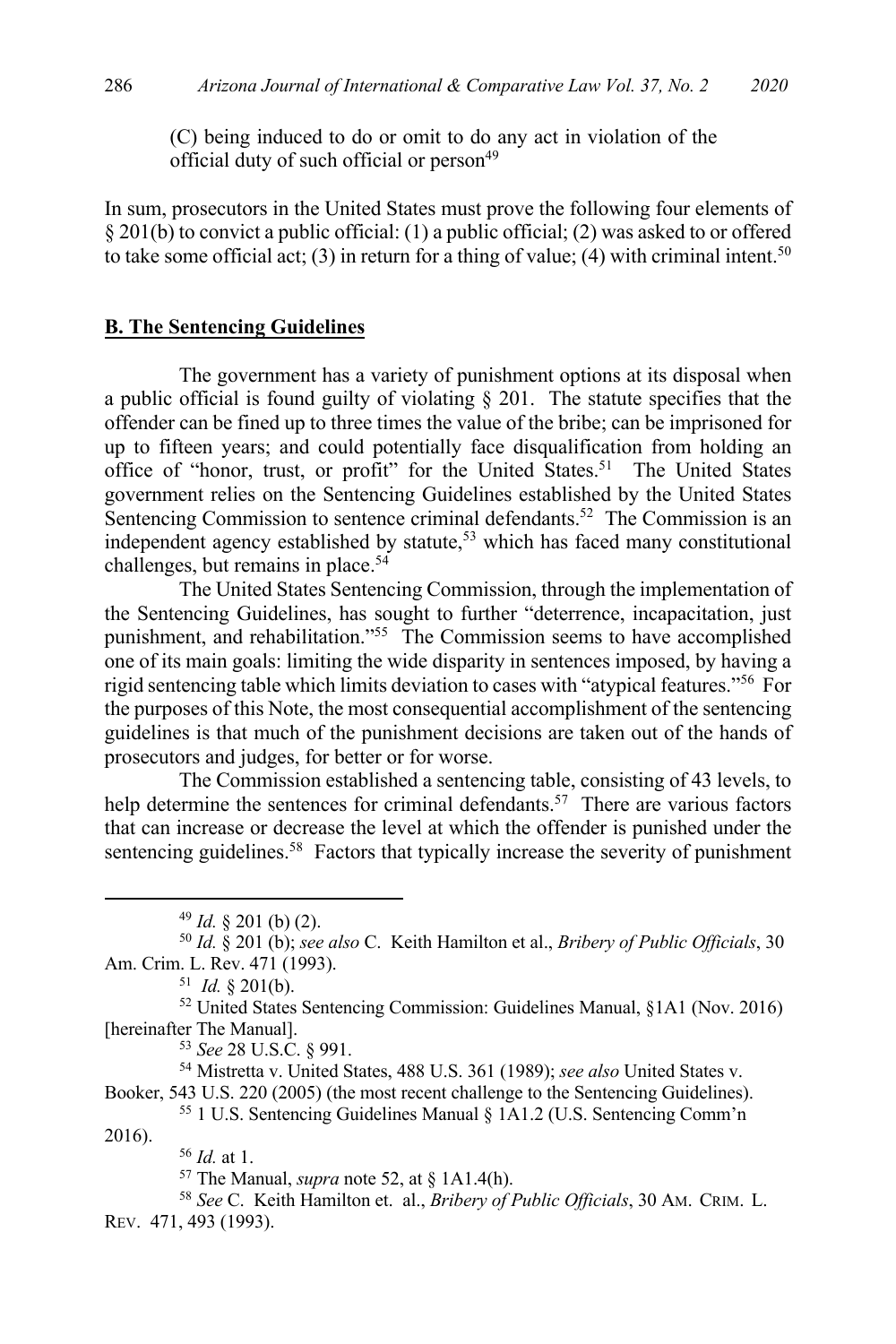(C) being induced to do or omit to do any act in violation of the official duty of such official or person[49]

In sum, prosecutors in the United States must prove the following four elements of § 201(b) to convict a public official: (1) a public official; (2) was asked to or offered to take some official act; (3) in return for a thing of value; (4) with criminal intent.[50]

## **B. The Sentencing Guidelines**

The government has a variety of punishment options at its disposal when a public official is found guilty of violating § 201. The statute specifies that the offender can be fined up to three times the value of the bribe; can be imprisoned for up to fifteen years; and could potentially face disqualification from holding an office of "honor, trust, or profit" for the United States.[51] The United States government relies on the Sentencing Guidelines established by the United States Sentencing Commission to sentence criminal defendants.[52] The Commission is an independent agency established by statute,[53] which has faced many constitutional challenges, but remains in place.[54]

The United States Sentencing Commission, through the implementation of the Sentencing Guidelines, has sought to further "deterrence, incapacitation, just punishment, and rehabilitation."[55] The Commission seems to have accomplished one of its main goals: limiting the wide disparity in sentences imposed, by having a rigid sentencing table which limits deviation to cases with "atypical features."[56] For the purposes of this Note, the most consequential accomplishment of the sentencing guidelines is that much of the punishment decisions are taken out of the hands of prosecutors and judges, for better or for worse.

The Commission established a sentencing table, consisting of 43 levels, to help determine the sentences for criminal defendants.[57] There are various factors that can increase or decrease the level at which the offender is punished under the sentencing guidelines.[58] Factors that typically increase the severity of punishment

---

[49] *Id.* § 201 (b) (2).

[50] *Id.* § 201 (b); *see also* C. Keith Hamilton et al., *Bribery of Public Officials*, 30 Am. Crim. L. Rev. 471 (1993).

[51] *Id.* § 201(b).

[52] United States Sentencing Commission: Guidelines Manual, §1A1 (Nov. 2016) [hereinafter The Manual].

[53] *See* 28 U.S.C. § 991.

[54] Mistretta v. United States, 488 U.S. 361 (1989); *see also* United States v. Booker, 543 U.S. 220 (2005) (the most recent challenge to the Sentencing Guidelines).

[55] 1 U.S. Sentencing Guidelines Manual § 1A1.2 (U.S. Sentencing Comm'n 2016).

[56] *Id.* at 1.

[57] The Manual, *supra* note 52, at § 1A1.4(h).

[58] *See* C. Keith Hamilton et. al., *Bribery of Public Officials*, 30 AM. CRIM. L. REV. 471, 493 (1993).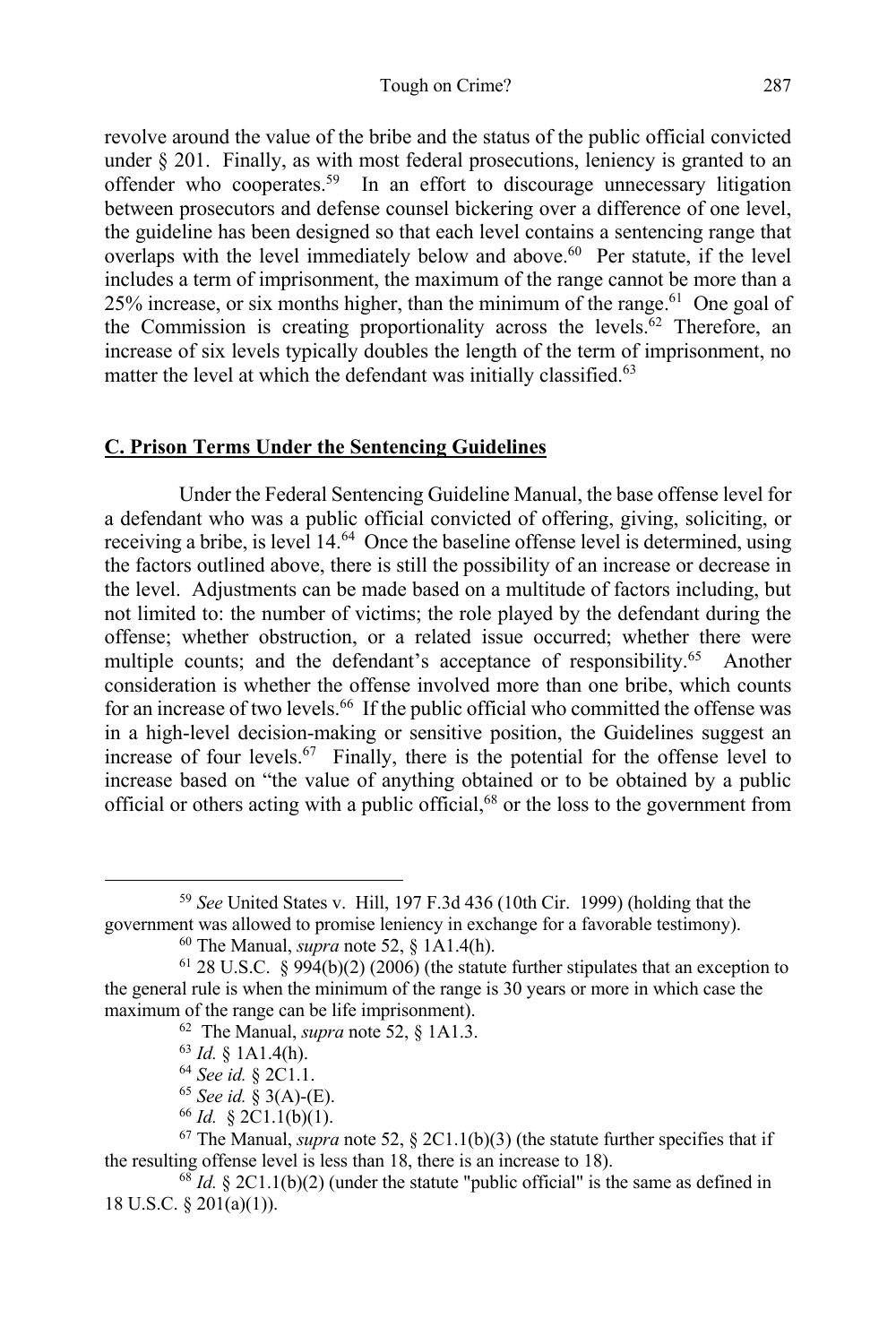revolve around the value of the bribe and the status of the public official convicted under § 201. Finally, as with most federal prosecutions, leniency is granted to an offender who cooperates.[59] In an effort to discourage unnecessary litigation between prosecutors and defense counsel bickering over a difference of one level, the guideline has been designed so that each level contains a sentencing range that overlaps with the level immediately below and above.[60] Per statute, if the level includes a term of imprisonment, the maximum of the range cannot be more than a 25% increase, or six months higher, than the minimum of the range.[61] One goal of the Commission is creating proportionality across the levels.[62] Therefore, an increase of six levels typically doubles the length of the term of imprisonment, no matter the level at which the defendant was initially classified.[63]

## C. Prison Terms Under the Sentencing Guidelines

Under the Federal Sentencing Guideline Manual, the base offense level for a defendant who was a public official convicted of offering, giving, soliciting, or receiving a bribe, is level 14.[64] Once the baseline offense level is determined, using the factors outlined above, there is still the possibility of an increase or decrease in the level. Adjustments can be made based on a multitude of factors including, but not limited to: the number of victims; the role played by the defendant during the offense; whether obstruction, or a related issue occurred; whether there were multiple counts; and the defendant's acceptance of responsibility.[65] Another consideration is whether the offense involved more than one bribe, which counts for an increase of two levels.[66] If the public official who committed the offense was in a high-level decision-making or sensitive position, the Guidelines suggest an increase of four levels.[67] Finally, there is the potential for the offense level to increase based on "the value of anything obtained or to be obtained by a public official or others acting with a public official,[68] or the loss to the government from

---

[59] *See* United States v. Hill, 197 F.3d 436 (10th Cir. 1999) (holding that the government was allowed to promise leniency in exchange for a favorable testimony).

[60] The Manual, *supra* note 52, § 1A1.4(h).

[61] 28 U.S.C. § 994(b)(2) (2006) (the statute further stipulates that an exception to the general rule is when the minimum of the range is 30 years or more in which case the maximum of the range can be life imprisonment).

[62] The Manual, *supra* note 52, § 1A1.3.

[63] *Id.* § 1A1.4(h).

[64] *See id.* § 2C1.1.

[65] *See id.* § 3(A)-(E).

[66] *Id.* § 2C1.1(b)(1).

[67] The Manual, *supra* note 52, § 2C1.1(b)(3) (the statute further specifies that if the resulting offense level is less than 18, there is an increase to 18).

[68] *Id.* § 2C1.1(b)(2) (under the statute "public official" is the same as defined in 18 U.S.C. § 201(a)(1)).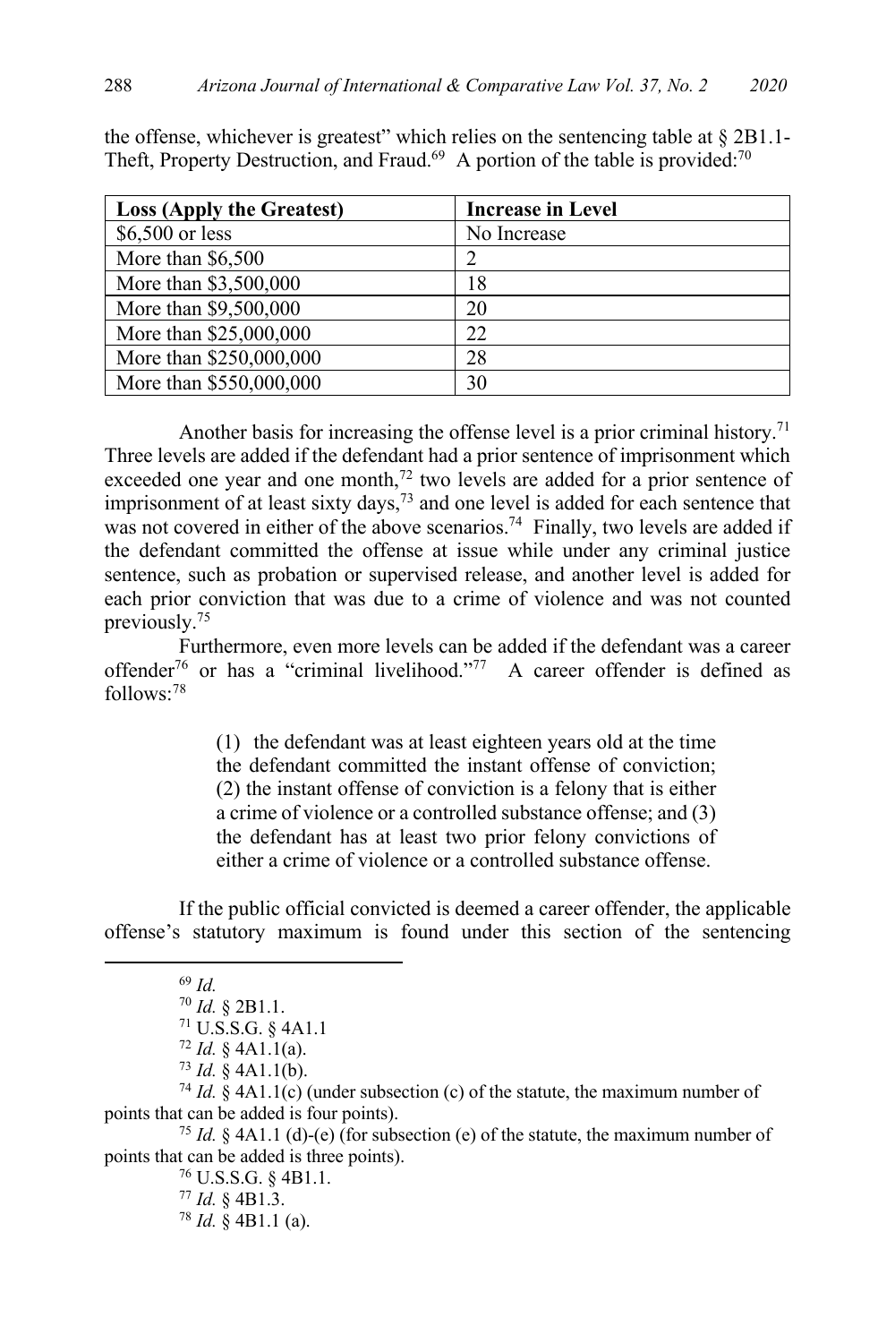the offense, whichever is greatest" which relies on the sentencing table at § 2B1.1-Theft, Property Destruction, and Fraud.[69] A portion of the table is provided:[70]

| **Loss (Apply the Greatest)** | **Increase in Level** |
|---|---|
| $6,500 or less | No Increase |
| More than $6,500 | 2 |
| More than $3,500,000 | 18 |
| More than $9,500,000 | 20 |
| More than $25,000,000 | 22 |
| More than $250,000,000 | 28 |
| More than $550,000,000 | 30 |

Another basis for increasing the offense level is a prior criminal history.[71] Three levels are added if the defendant had a prior sentence of imprisonment which exceeded one year and one month,[72] two levels are added for a prior sentence of imprisonment of at least sixty days,[73] and one level is added for each sentence that was not covered in either of the above scenarios.[74] Finally, two levels are added if the defendant committed the offense at issue while under any criminal justice sentence, such as probation or supervised release, and another level is added for each prior conviction that was due to a crime of violence and was not counted previously.[75]

Furthermore, even more levels can be added if the defendant was a career offender[76] or has a "criminal livelihood."[77] A career offender is defined as follows:[78]

> (1) the defendant was at least eighteen years old at the time the defendant committed the instant offense of conviction; (2) the instant offense of conviction is a felony that is either a crime of violence or a controlled substance offense; and (3) the defendant has at least two prior felony convictions of either a crime of violence or a controlled substance offense.

If the public official convicted is deemed a career offender, the applicable offense's statutory maximum is found under this section of the sentencing

---

[69] *Id.*

[70] *Id.* § 2B1.1.

[71] U.S.S.G. § 4A1.1

[72] *Id.* § 4A1.1(a).

[73] *Id.* § 4A1.1(b).

[74] *Id.* § 4A1.1(c) (under subsection (c) of the statute, the maximum number of points that can be added is four points).

[75] *Id.* § 4A1.1 (d)-(e) (for subsection (e) of the statute, the maximum number of points that can be added is three points).

[76] U.S.S.G. § 4B1.1.

[77] *Id.* § 4B1.3.

[78] *Id.* § 4B1.1 (a).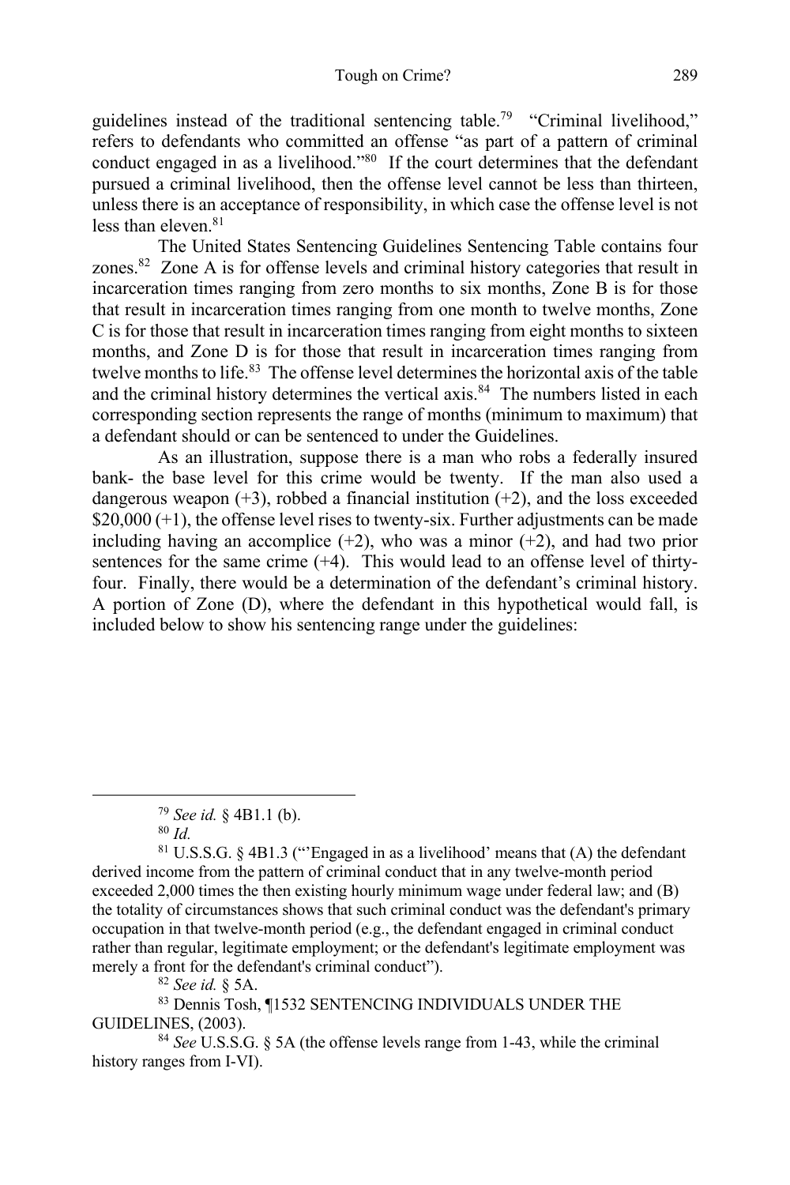guidelines instead of the traditional sentencing table.[79] "Criminal livelihood," refers to defendants who committed an offense "as part of a pattern of criminal conduct engaged in as a livelihood."[80] If the court determines that the defendant pursued a criminal livelihood, then the offense level cannot be less than thirteen, unless there is an acceptance of responsibility, in which case the offense level is not less than eleven.[81]

The United States Sentencing Guidelines Sentencing Table contains four zones.[82] Zone A is for offense levels and criminal history categories that result in incarceration times ranging from zero months to six months, Zone B is for those that result in incarceration times ranging from one month to twelve months, Zone C is for those that result in incarceration times ranging from eight months to sixteen months, and Zone D is for those that result in incarceration times ranging from twelve months to life.[83] The offense level determines the horizontal axis of the table and the criminal history determines the vertical axis.[84] The numbers listed in each corresponding section represents the range of months (minimum to maximum) that a defendant should or can be sentenced to under the Guidelines.

As an illustration, suppose there is a man who robs a federally insured bank- the base level for this crime would be twenty. If the man also used a dangerous weapon (+3), robbed a financial institution (+2), and the loss exceeded $20,000 (+1), the offense level rises to twenty-six. Further adjustments can be made including having an accomplice (+2), who was a minor (+2), and had two prior sentences for the same crime (+4). This would lead to an offense level of thirty-four. Finally, there would be a determination of the defendant's criminal history. A portion of Zone (D), where the defendant in this hypothetical would fall, is included below to show his sentencing range under the guidelines:

---

[79] *See id.* § 4B1.1 (b).

[80] *Id.*

[81] U.S.S.G. § 4B1.3 ("'Engaged in as a livelihood' means that (A) the defendant derived income from the pattern of criminal conduct that in any twelve-month period exceeded 2,000 times the then existing hourly minimum wage under federal law; and (B) the totality of circumstances shows that such criminal conduct was the defendant's primary occupation in that twelve-month period (e.g., the defendant engaged in criminal conduct rather than regular, legitimate employment; or the defendant's legitimate employment was merely a front for the defendant's criminal conduct").

[82] *See id.* § 5A.

[83] Dennis Tosh, ¶1532 SENTENCING INDIVIDUALS UNDER THE GUIDELINES, (2003).

[84] *See* U.S.S.G. § 5A (the offense levels range from 1-43, while the criminal history ranges from I-VI).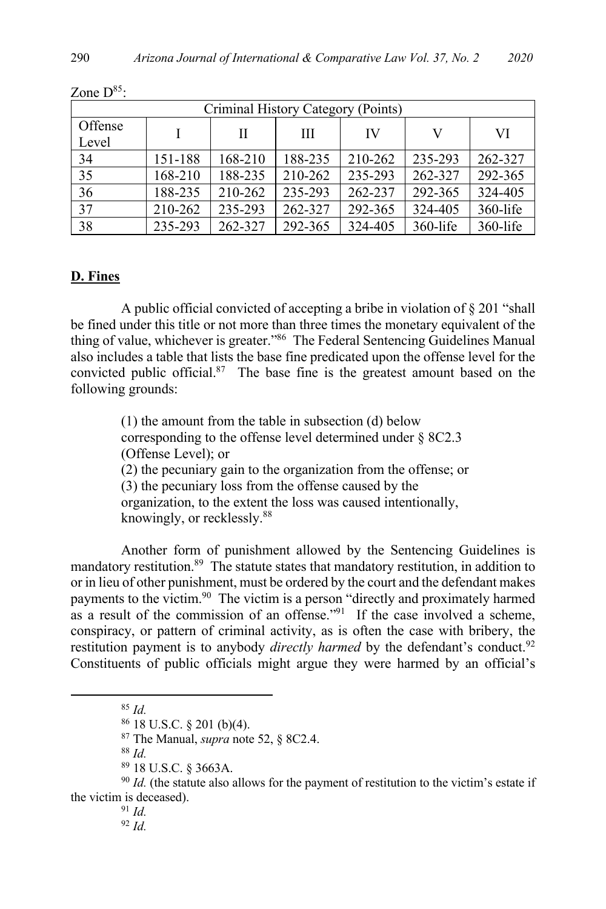Zone D[85]:

| Criminal History Category (Points) | | | | | | |
|---|---|---|---|---|---|---|
| Offense Level | I | II | III | IV | V | VI |
| 34 | 151-188 | 168-210 | 188-235 | 210-262 | 235-293 | 262-327 |
| 35 | 168-210 | 188-235 | 210-262 | 235-293 | 262-327 | 292-365 |
| 36 | 188-235 | 210-262 | 235-293 | 262-237 | 292-365 | 324-405 |
| 37 | 210-262 | 235-293 | 262-327 | 292-365 | 324-405 | 360-life |
| 38 | 235-293 | 262-327 | 292-365 | 324-405 | 360-life | 360-life |

**D. Fines**

A public official convicted of accepting a bribe in violation of § 201 "shall be fined under this title or not more than three times the monetary equivalent of the thing of value, whichever is greater."[86] The Federal Sentencing Guidelines Manual also includes a table that lists the base fine predicated upon the offense level for the convicted public official.[87] The base fine is the greatest amount based on the following grounds:

> (1) the amount from the table in subsection (d) below corresponding to the offense level determined under § 8C2.3 (Offense Level); or
> (2) the pecuniary gain to the organization from the offense; or
> (3) the pecuniary loss from the offense caused by the organization, to the extent the loss was caused intentionally, knowingly, or recklessly.[88]

Another form of punishment allowed by the Sentencing Guidelines is mandatory restitution.[89] The statute states that mandatory restitution, in addition to or in lieu of other punishment, must be ordered by the court and the defendant makes payments to the victim.[90] The victim is a person "directly and proximately harmed as a result of the commission of an offense."[91] If the case involved a scheme, conspiracy, or pattern of criminal activity, as is often the case with bribery, the restitution payment is to anybody *directly harmed* by the defendant's conduct.[92] Constituents of public officials might argue they were harmed by an official's

---

[85] *Id.*

[86] 18 U.S.C. § 201 (b)(4).

[87] The Manual, *supra* note 52, § 8C2.4.

[88] *Id.*

[89] 18 U.S.C. § 3663A.

[90] *Id.* (the statute also allows for the payment of restitution to the victim's estate if the victim is deceased).

[91] *Id.*

[92] *Id.*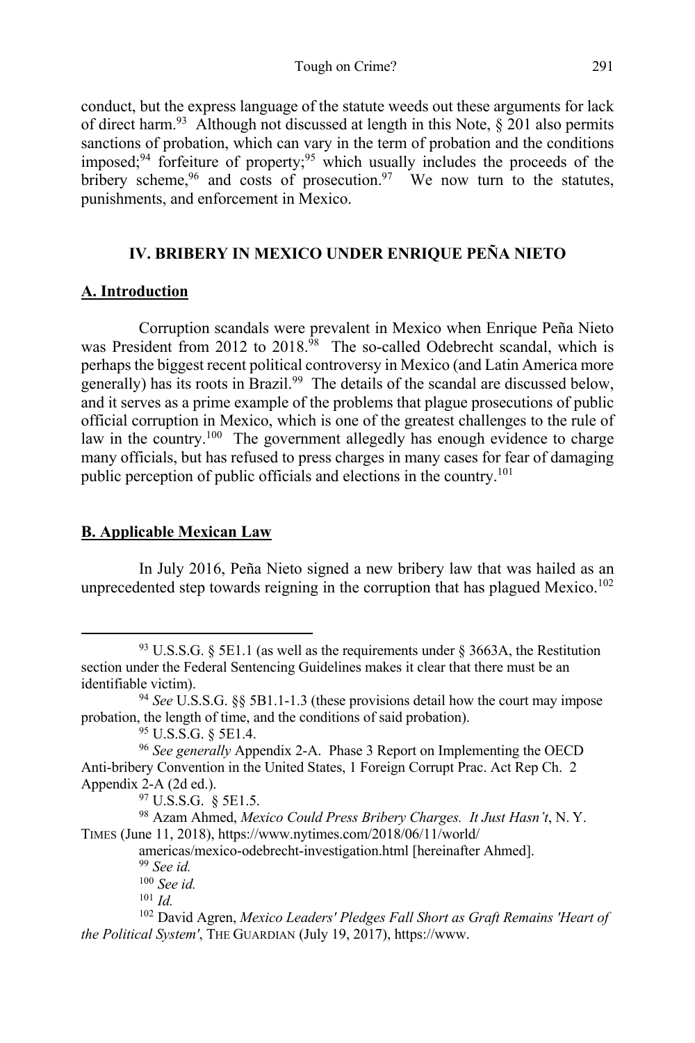conduct, but the express language of the statute weeds out these arguments for lack of direct harm.[93] Although not discussed at length in this Note, § 201 also permits sanctions of probation, which can vary in the term of probation and the conditions imposed;[94] forfeiture of property;[95] which usually includes the proceeds of the bribery scheme,[96] and costs of prosecution.[97] We now turn to the statutes, punishments, and enforcement in Mexico.

## IV. BRIBERY IN MEXICO UNDER ENRIQUE PEÑA NIETO

### A. Introduction

Corruption scandals were prevalent in Mexico when Enrique Peña Nieto was President from 2012 to 2018.[98] The so-called Odebrecht scandal, which is perhaps the biggest recent political controversy in Mexico (and Latin America more generally) has its roots in Brazil.[99] The details of the scandal are discussed below, and it serves as a prime example of the problems that plague prosecutions of public official corruption in Mexico, which is one of the greatest challenges to the rule of law in the country.[100] The government allegedly has enough evidence to charge many officials, but has refused to press charges in many cases for fear of damaging public perception of public officials and elections in the country.[101]

### B. Applicable Mexican Law

In July 2016, Peña Nieto signed a new bribery law that was hailed as an unprecedented step towards reigning in the corruption that has plagued Mexico.[102]

---

[93] U.S.S.G. § 5E1.1 (as well as the requirements under § 3663A, the Restitution section under the Federal Sentencing Guidelines makes it clear that there must be an identifiable victim).

[94] *See* U.S.S.G. §§ 5B1.1-1.3 (these provisions detail how the court may impose probation, the length of time, and the conditions of said probation).

[95] U.S.S.G. § 5E1.4.

[96] *See generally* Appendix 2-A. Phase 3 Report on Implementing the OECD Anti-bribery Convention in the United States, 1 Foreign Corrupt Prac. Act Rep Ch. 2 Appendix 2-A (2d ed.).

[97] U.S.S.G. § 5E1.5.

[98] Azam Ahmed, *Mexico Could Press Bribery Charges. It Just Hasn't*, N. Y. TIMES (June 11, 2018), https://www.nytimes.com/2018/06/11/world/americas/mexico-odebrecht-investigation.html [hereinafter Ahmed].

[99] *See id.*

[100] *See id.*

[101] *Id.*

[102] David Agren, *Mexico Leaders' Pledges Fall Short as Graft Remains 'Heart of the Political System'*, THE GUARDIAN (July 19, 2017), https://www.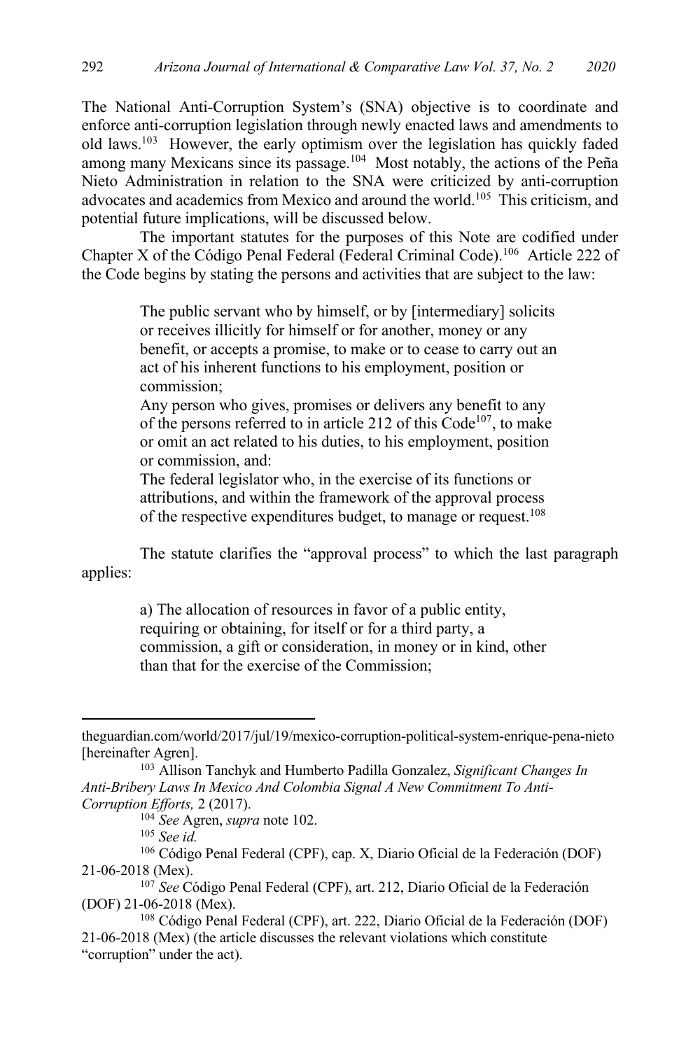The National Anti-Corruption System's (SNA) objective is to coordinate and enforce anti-corruption legislation through newly enacted laws and amendments to old laws.[103] However, the early optimism over the legislation has quickly faded among many Mexicans since its passage.[104] Most notably, the actions of the Peña Nieto Administration in relation to the SNA were criticized by anti-corruption advocates and academics from Mexico and around the world.[105] This criticism, and potential future implications, will be discussed below.

The important statutes for the purposes of this Note are codified under Chapter X of the Código Penal Federal (Federal Criminal Code).[106] Article 222 of the Code begins by stating the persons and activities that are subject to the law:

> The public servant who by himself, or by [intermediary] solicits or receives illicitly for himself or for another, money or any benefit, or accepts a promise, to make or to cease to carry out an act of his inherent functions to his employment, position or commission;
>
> Any person who gives, promises or delivers any benefit to any of the persons referred to in article 212 of this Code[107], to make or omit an act related to his duties, to his employment, position or commission, and:
>
> The federal legislator who, in the exercise of its functions or attributions, and within the framework of the approval process of the respective expenditures budget, to manage or request.[108]

The statute clarifies the "approval process" to which the last paragraph applies:

> a) The allocation of resources in favor of a public entity, requiring or obtaining, for itself or for a third party, a commission, a gift or consideration, in money or in kind, other than that for the exercise of the Commission;

---

theguardian.com/world/2017/jul/19/mexico-corruption-political-system-enrique-pena-nieto [hereinafter Agren].

[103] Allison Tanchyk and Humberto Padilla Gonzalez, *Significant Changes In Anti-Bribery Laws In Mexico And Colombia Signal A New Commitment To Anti-Corruption Efforts,* 2 (2017).

[104] *See* Agren, *supra* note 102.

[105] *See id.*

[106] Código Penal Federal (CPF), cap. X, Diario Oficial de la Federación (DOF) 21-06-2018 (Mex).

[107] *See* Código Penal Federal (CPF), art. 212, Diario Oficial de la Federación (DOF) 21-06-2018 (Mex).

[108] Código Penal Federal (CPF), art. 222, Diario Oficial de la Federación (DOF) 21-06-2018 (Mex) (the article discusses the relevant violations which constitute "corruption" under the act).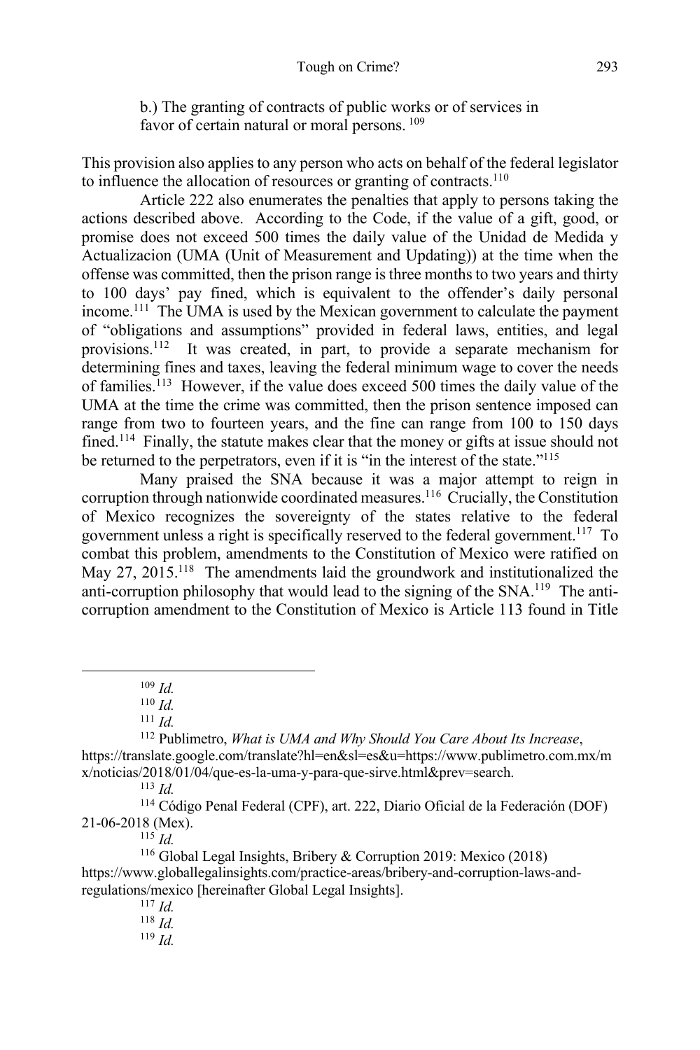b.) The granting of contracts of public works or of services in favor of certain natural or moral persons. [109]

This provision also applies to any person who acts on behalf of the federal legislator to influence the allocation of resources or granting of contracts.[110]

Article 222 also enumerates the penalties that apply to persons taking the actions described above. According to the Code, if the value of a gift, good, or promise does not exceed 500 times the daily value of the Unidad de Medida y Actualizacion (UMA (Unit of Measurement and Updating)) at the time when the offense was committed, then the prison range is three months to two years and thirty to 100 days' pay fined, which is equivalent to the offender's daily personal income.[111] The UMA is used by the Mexican government to calculate the payment of "obligations and assumptions" provided in federal laws, entities, and legal provisions.[112] It was created, in part, to provide a separate mechanism for determining fines and taxes, leaving the federal minimum wage to cover the needs of families.[113] However, if the value does exceed 500 times the daily value of the UMA at the time the crime was committed, then the prison sentence imposed can range from two to fourteen years, and the fine can range from 100 to 150 days fined.[114] Finally, the statute makes clear that the money or gifts at issue should not be returned to the perpetrators, even if it is "in the interest of the state."[115]

Many praised the SNA because it was a major attempt to reign in corruption through nationwide coordinated measures.[116] Crucially, the Constitution of Mexico recognizes the sovereignty of the states relative to the federal government unless a right is specifically reserved to the federal government.[117] To combat this problem, amendments to the Constitution of Mexico were ratified on May 27, 2015.[118] The amendments laid the groundwork and institutionalized the anti-corruption philosophy that would lead to the signing of the SNA.[119] The anti-corruption amendment to the Constitution of Mexico is Article 113 found in Title

---

[109] *Id.*

[110] *Id.*

[111] *Id.*

[112] Publimetro, *What is UMA and Why Should You Care About Its Increase*, https://translate.google.com/translate?hl=en&sl=es&u=https://www.publimetro.com.mx/mx/noticias/2018/01/04/que-es-la-uma-y-para-que-sirve.html&prev=search.

[113] *Id.*

[114] Código Penal Federal (CPF), art. 222, Diario Oficial de la Federación (DOF) 21-06-2018 (Mex).

[115] *Id.*

[116] Global Legal Insights, Bribery & Corruption 2019: Mexico (2018) https://www.globallegalinsights.com/practice-areas/bribery-and-corruption-laws-and-regulations/mexico [hereinafter Global Legal Insights].

[117] *Id.*

[118] *Id.*

[119] *Id.*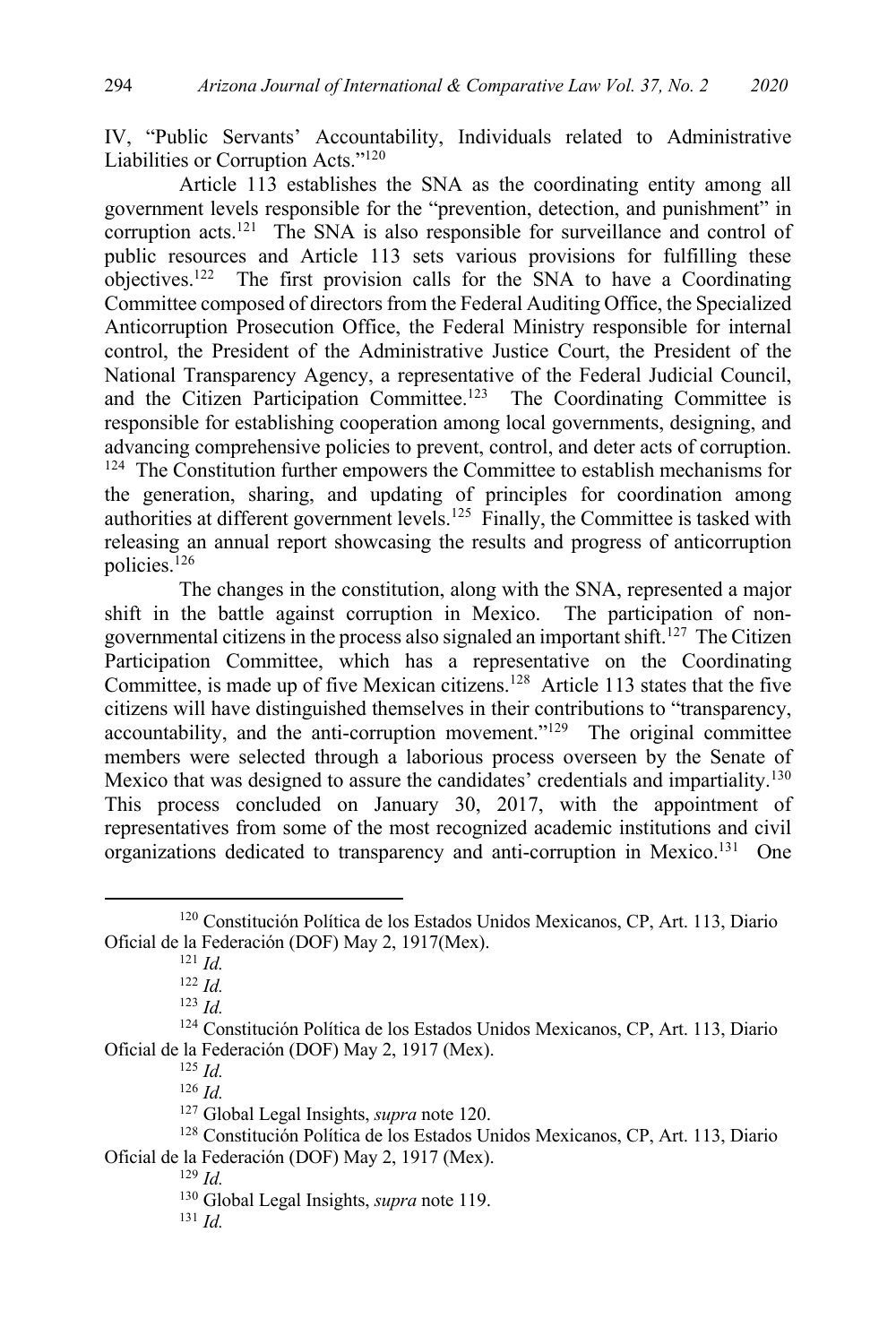IV, "Public Servants' Accountability, Individuals related to Administrative Liabilities or Corruption Acts."[120]

Article 113 establishes the SNA as the coordinating entity among all government levels responsible for the "prevention, detection, and punishment" in corruption acts.[121] The SNA is also responsible for surveillance and control of public resources and Article 113 sets various provisions for fulfilling these objectives.[122] The first provision calls for the SNA to have a Coordinating Committee composed of directors from the Federal Auditing Office, the Specialized Anticorruption Prosecution Office, the Federal Ministry responsible for internal control, the President of the Administrative Justice Court, the President of the National Transparency Agency, a representative of the Federal Judicial Council, and the Citizen Participation Committee.[123] The Coordinating Committee is responsible for establishing cooperation among local governments, designing, and advancing comprehensive policies to prevent, control, and deter acts of corruption.[124] The Constitution further empowers the Committee to establish mechanisms for the generation, sharing, and updating of principles for coordination among authorities at different government levels.[125] Finally, the Committee is tasked with releasing an annual report showcasing the results and progress of anticorruption policies.[126]

The changes in the constitution, along with the SNA, represented a major shift in the battle against corruption in Mexico. The participation of non-governmental citizens in the process also signaled an important shift.[127] The Citizen Participation Committee, which has a representative on the Coordinating Committee, is made up of five Mexican citizens.[128] Article 113 states that the five citizens will have distinguished themselves in their contributions to "transparency, accountability, and the anti-corruption movement."[129] The original committee members were selected through a laborious process overseen by the Senate of Mexico that was designed to assure the candidates' credentials and impartiality.[130] This process concluded on January 30, 2017, with the appointment of representatives from some of the most recognized academic institutions and civil organizations dedicated to transparency and anti-corruption in Mexico.[131] One

---

[120] Constitución Política de los Estados Unidos Mexicanos, CP, Art. 113, Diario Oficial de la Federación (DOF) May 2, 1917(Mex).

[121] *Id.*

[122] *Id.*

[123] *Id.*

[124] Constitución Política de los Estados Unidos Mexicanos, CP, Art. 113, Diario Oficial de la Federación (DOF) May 2, 1917 (Mex).

[125] *Id.*

[126] *Id.*

[127] Global Legal Insights, *supra* note 120.

[128] Constitución Política de los Estados Unidos Mexicanos, CP, Art. 113, Diario Oficial de la Federación (DOF) May 2, 1917 (Mex).

[129] *Id.*

[130] Global Legal Insights, *supra* note 119.

[131] *Id.*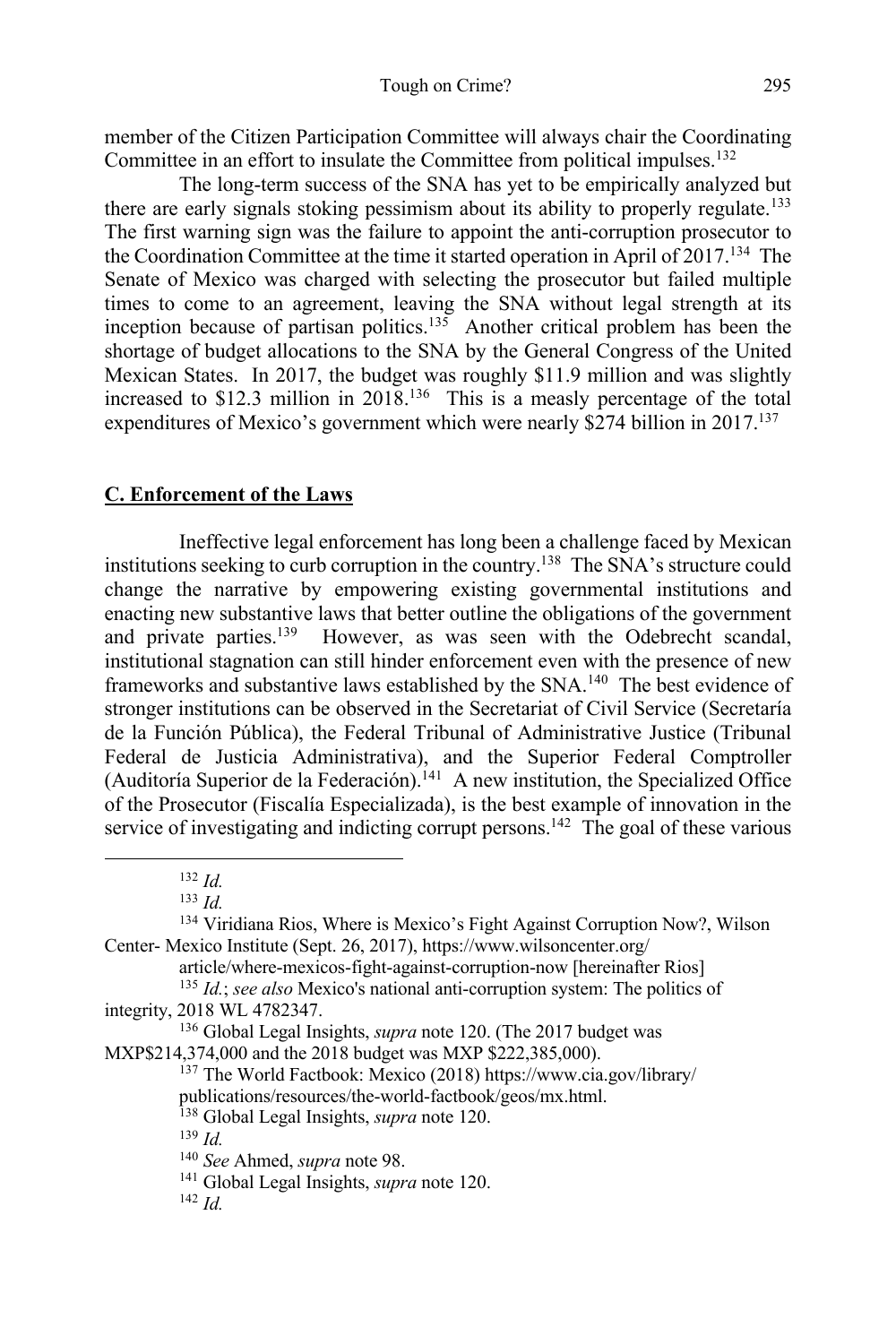member of the Citizen Participation Committee will always chair the Coordinating Committee in an effort to insulate the Committee from political impulses.[132]

The long-term success of the SNA has yet to be empirically analyzed but there are early signals stoking pessimism about its ability to properly regulate.[133] The first warning sign was the failure to appoint the anti-corruption prosecutor to the Coordination Committee at the time it started operation in April of 2017.[134] The Senate of Mexico was charged with selecting the prosecutor but failed multiple times to come to an agreement, leaving the SNA without legal strength at its inception because of partisan politics.[135] Another critical problem has been the shortage of budget allocations to the SNA by the General Congress of the United Mexican States. In 2017, the budget was roughly $11.9 million and was slightly increased to $12.3 million in 2018.[136] This is a measly percentage of the total expenditures of Mexico's government which were nearly $274 billion in 2017.[137]

## C. Enforcement of the Laws

Ineffective legal enforcement has long been a challenge faced by Mexican institutions seeking to curb corruption in the country.[138] The SNA's structure could change the narrative by empowering existing governmental institutions and enacting new substantive laws that better outline the obligations of the government and private parties.[139] However, as was seen with the Odebrecht scandal, institutional stagnation can still hinder enforcement even with the presence of new frameworks and substantive laws established by the SNA.[140] The best evidence of stronger institutions can be observed in the Secretariat of Civil Service (Secretaría de la Función Pública), the Federal Tribunal of Administrative Justice (Tribunal Federal de Justicia Administrativa), and the Superior Federal Comptroller (Auditoría Superior de la Federación).[141] A new institution, the Specialized Office of the Prosecutor (Fiscalía Especializada), is the best example of innovation in the service of investigating and indicting corrupt persons.[142] The goal of these various

---

[132] *Id.*

[133] *Id.*

[134] Viridiana Rios, Where is Mexico's Fight Against Corruption Now?, Wilson Center- Mexico Institute (Sept. 26, 2017), https://www.wilsoncenter.org/article/where-mexicos-fight-against-corruption-now [hereinafter Rios]

[135] *Id.*; *see also* Mexico's national anti-corruption system: The politics of integrity, 2018 WL 4782347.

[136] Global Legal Insights, *supra* note 120. (The 2017 budget was MXP$214,374,000 and the 2018 budget was MXP $222,385,000).

[137] The World Factbook: Mexico (2018) https://www.cia.gov/library/publications/resources/the-world-factbook/geos/mx.html.

[138] Global Legal Insights, *supra* note 120.

[139] *Id.*

[140] *See* Ahmed, *supra* note 98.

[141] Global Legal Insights, *supra* note 120.

[142] *Id.*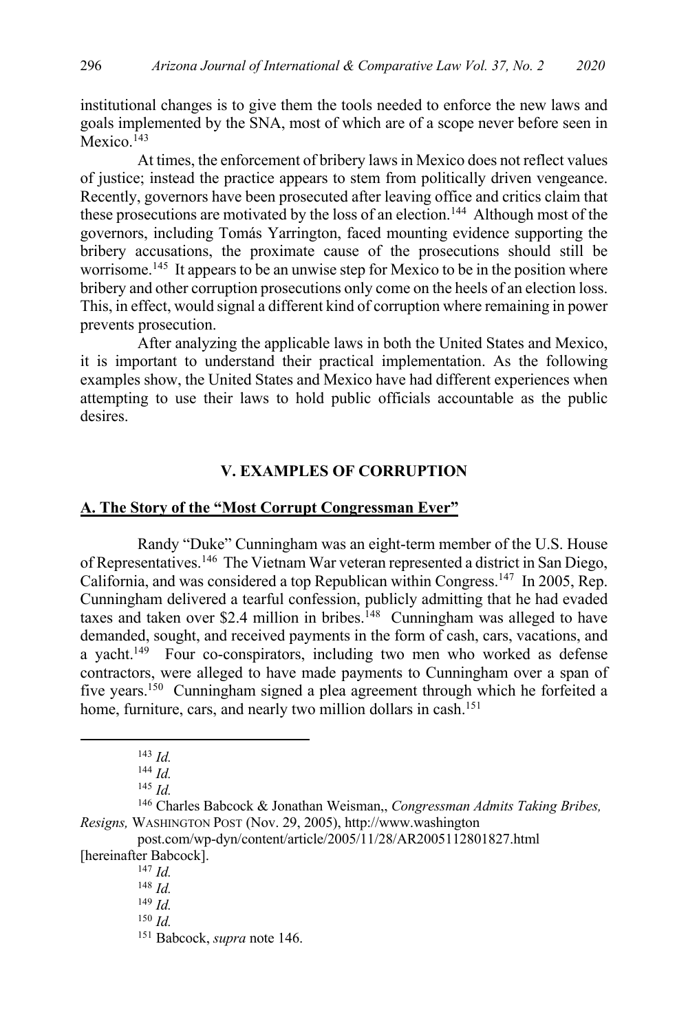institutional changes is to give them the tools needed to enforce the new laws and goals implemented by the SNA, most of which are of a scope never before seen in Mexico.[143]

At times, the enforcement of bribery laws in Mexico does not reflect values of justice; instead the practice appears to stem from politically driven vengeance. Recently, governors have been prosecuted after leaving office and critics claim that these prosecutions are motivated by the loss of an election.[144] Although most of the governors, including Tomás Yarrington, faced mounting evidence supporting the bribery accusations, the proximate cause of the prosecutions should still be worrisome.[145] It appears to be an unwise step for Mexico to be in the position where bribery and other corruption prosecutions only come on the heels of an election loss. This, in effect, would signal a different kind of corruption where remaining in power prevents prosecution.

After analyzing the applicable laws in both the United States and Mexico, it is important to understand their practical implementation. As the following examples show, the United States and Mexico have had different experiences when attempting to use their laws to hold public officials accountable as the public desires.

## V. EXAMPLES OF CORRUPTION

### A. The Story of the "Most Corrupt Congressman Ever"

Randy "Duke" Cunningham was an eight-term member of the U.S. House of Representatives.[146] The Vietnam War veteran represented a district in San Diego, California, and was considered a top Republican within Congress.[147] In 2005, Rep. Cunningham delivered a tearful confession, publicly admitting that he had evaded taxes and taken over $2.4 million in bribes.[148] Cunningham was alleged to have demanded, sought, and received payments in the form of cash, cars, vacations, and a yacht.[149] Four co-conspirators, including two men who worked as defense contractors, were alleged to have made payments to Cunningham over a span of five years.[150] Cunningham signed a plea agreement through which he forfeited a home, furniture, cars, and nearly two million dollars in cash.[151]

---

[143] *Id.*

[144] *Id.*

[145] *Id.*

[146] Charles Babcock & Jonathan Weisman,, *Congressman Admits Taking Bribes, Resigns,* WASHINGTON POST (Nov. 29, 2005), http://www.washington post.com/wp-dyn/content/article/2005/11/28/AR2005112801827.html [hereinafter Babcock].

[147] *Id.*

[148] *Id.*

[149] *Id.*

[150] *Id.*

[151] Babcock, *supra* note 146.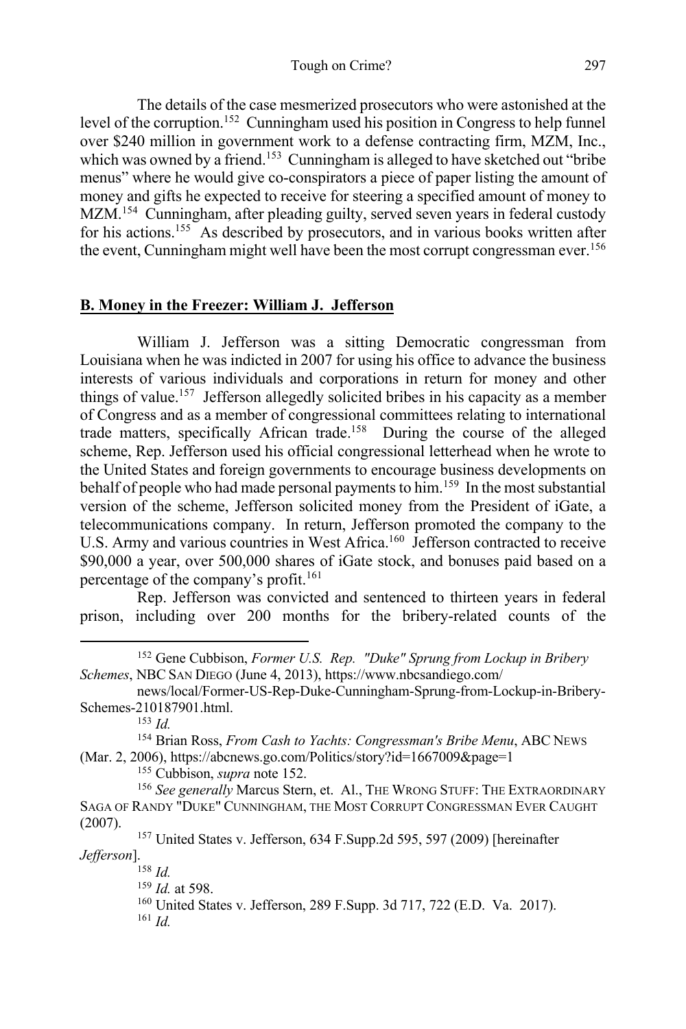The details of the case mesmerized prosecutors who were astonished at the level of the corruption.[152] Cunningham used his position in Congress to help funnel over $240 million in government work to a defense contracting firm, MZM, Inc., which was owned by a friend.[153] Cunningham is alleged to have sketched out "bribe menus" where he would give co-conspirators a piece of paper listing the amount of money and gifts he expected to receive for steering a specified amount of money to MZM.[154] Cunningham, after pleading guilty, served seven years in federal custody for his actions.[155] As described by prosecutors, and in various books written after the event, Cunningham might well have been the most corrupt congressman ever.[156]

## **B. Money in the Freezer: William J. Jefferson**

William J. Jefferson was a sitting Democratic congressman from Louisiana when he was indicted in 2007 for using his office to advance the business interests of various individuals and corporations in return for money and other things of value.[157] Jefferson allegedly solicited bribes in his capacity as a member of Congress and as a member of congressional committees relating to international trade matters, specifically African trade.[158] During the course of the alleged scheme, Rep. Jefferson used his official congressional letterhead when he wrote to the United States and foreign governments to encourage business developments on behalf of people who had made personal payments to him.[159] In the most substantial version of the scheme, Jefferson solicited money from the President of iGate, a telecommunications company. In return, Jefferson promoted the company to the U.S. Army and various countries in West Africa.[160] Jefferson contracted to receive $90,000 a year, over 500,000 shares of iGate stock, and bonuses paid based on a percentage of the company's profit.[161]

Rep. Jefferson was convicted and sentenced to thirteen years in federal prison, including over 200 months for the bribery-related counts of the

---

[152] Gene Cubbison, *Former U.S. Rep. "Duke" Sprung from Lockup in Bribery Schemes*, NBC SAN DIEGO (June 4, 2013), https://www.nbcsandiego.com/news/local/Former-US-Rep-Duke-Cunningham-Sprung-from-Lockup-in-Bribery-Schemes-210187901.html.

[153] *Id.*

[154] Brian Ross, *From Cash to Yachts: Congressman's Bribe Menu*, ABC NEWS (Mar. 2, 2006), https://abcnews.go.com/Politics/story?id=1667009&page=1

[155] Cubbison, *supra* note 152.

[156] *See generally* Marcus Stern, et. Al., THE WRONG STUFF: THE EXTRAORDINARY SAGA OF RANDY "DUKE" CUNNINGHAM, THE MOST CORRUPT CONGRESSMAN EVER CAUGHT (2007).

[157] United States v. Jefferson, 634 F.Supp.2d 595, 597 (2009) [hereinafter *Jefferson*].

[158] *Id.*

[159] *Id.* at 598.

[160] United States v. Jefferson, 289 F.Supp. 3d 717, 722 (E.D. Va. 2017).

[161] *Id.*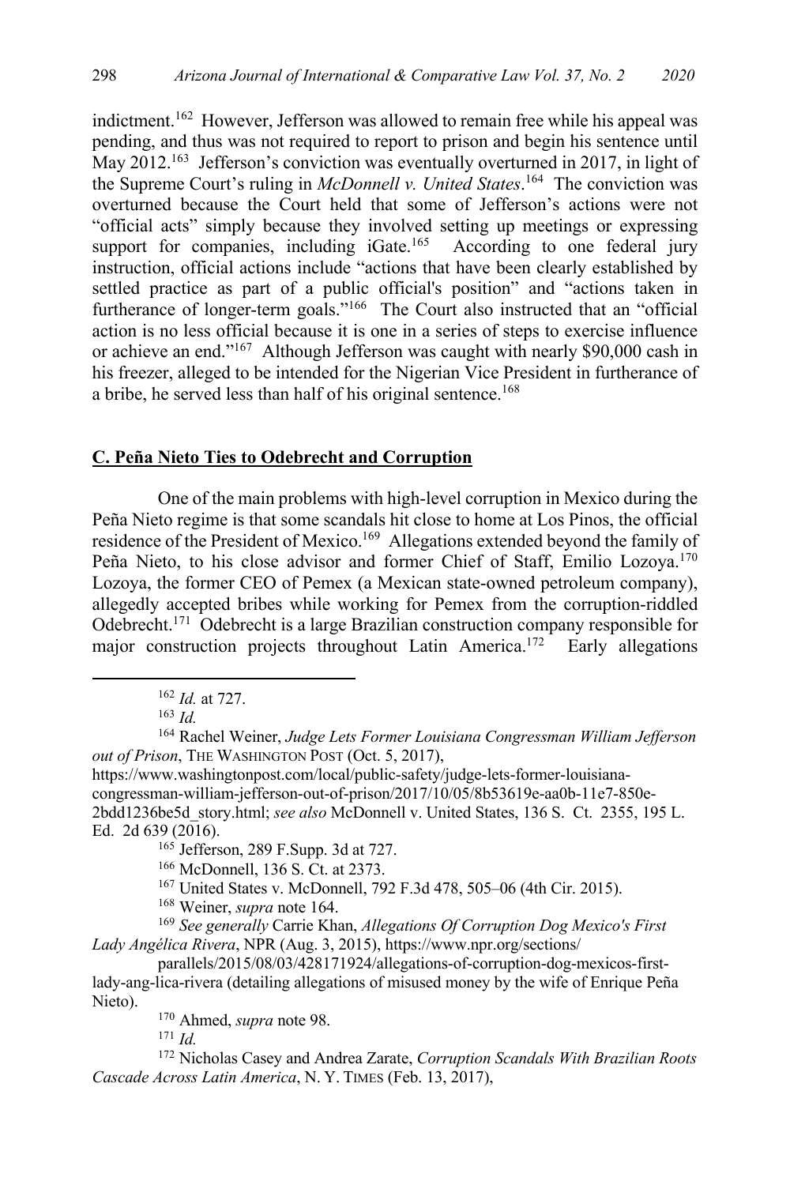indictment.[162] However, Jefferson was allowed to remain free while his appeal was pending, and thus was not required to report to prison and begin his sentence until May 2012.[163] Jefferson's conviction was eventually overturned in 2017, in light of the Supreme Court's ruling in *McDonnell v. United States*.[164] The conviction was overturned because the Court held that some of Jefferson's actions were not "official acts" simply because they involved setting up meetings or expressing support for companies, including iGate.[165] According to one federal jury instruction, official actions include "actions that have been clearly established by settled practice as part of a public official's position" and "actions taken in furtherance of longer-term goals."[166] The Court also instructed that an "official action is no less official because it is one in a series of steps to exercise influence or achieve an end."[167] Although Jefferson was caught with nearly $90,000 cash in his freezer, alleged to be intended for the Nigerian Vice President in furtherance of a bribe, he served less than half of his original sentence.[168]

## C. Peña Nieto Ties to Odebrecht and Corruption

One of the main problems with high-level corruption in Mexico during the Peña Nieto regime is that some scandals hit close to home at Los Pinos, the official residence of the President of Mexico.[169] Allegations extended beyond the family of Peña Nieto, to his close advisor and former Chief of Staff, Emilio Lozoya.[170] Lozoya, the former CEO of Pemex (a Mexican state-owned petroleum company), allegedly accepted bribes while working for Pemex from the corruption-riddled Odebrecht.[171] Odebrecht is a large Brazilian construction company responsible for major construction projects throughout Latin America.[172] Early allegations

---

[162] *Id.* at 727.

[163] *Id.*

[164] Rachel Weiner, *Judge Lets Former Louisiana Congressman William Jefferson out of Prison*, THE WASHINGTON POST (Oct. 5, 2017), https://www.washingtonpost.com/local/public-safety/judge-lets-former-louisiana-congressman-william-jefferson-out-of-prison/2017/10/05/8b53619e-aa0b-11e7-850e-2bdd1236be5d_story.html; *see also* McDonnell v. United States, 136 S. Ct. 2355, 195 L. Ed. 2d 639 (2016).

[165] Jefferson, 289 F.Supp. 3d at 727.

[166] McDonnell, 136 S. Ct. at 2373.

[167] United States v. McDonnell, 792 F.3d 478, 505–06 (4th Cir. 2015).

[168] Weiner, *supra* note 164.

[169] *See generally* Carrie Khan, *Allegations Of Corruption Dog Mexico's First Lady Angélica Rivera*, NPR (Aug. 3, 2015), https://www.npr.org/sections/parallels/2015/08/03/428171924/allegations-of-corruption-dog-mexicos-first-lady-ang-lica-rivera (detailing allegations of misused money by the wife of Enrique Peña Nieto).

[170] Ahmed, *supra* note 98.

[171] *Id.*

[172] Nicholas Casey and Andrea Zarate, *Corruption Scandals With Brazilian Roots Cascade Across Latin America*, N. Y. TIMES (Feb. 13, 2017),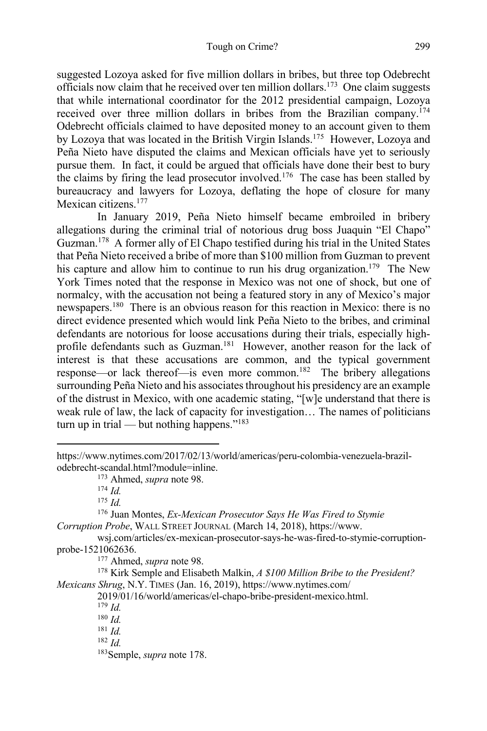suggested Lozoya asked for five million dollars in bribes, but three top Odebrecht officials now claim that he received over ten million dollars.[173] One claim suggests that while international coordinator for the 2012 presidential campaign, Lozoya received over three million dollars in bribes from the Brazilian company.[174] Odebrecht officials claimed to have deposited money to an account given to them by Lozoya that was located in the British Virgin Islands.[175] However, Lozoya and Peña Nieto have disputed the claims and Mexican officials have yet to seriously pursue them. In fact, it could be argued that officials have done their best to bury the claims by firing the lead prosecutor involved.[176] The case has been stalled by bureaucracy and lawyers for Lozoya, deflating the hope of closure for many Mexican citizens.[177]

In January 2019, Peña Nieto himself became embroiled in bribery allegations during the criminal trial of notorious drug boss Juaquin "El Chapo" Guzman.[178] A former ally of El Chapo testified during his trial in the United States that Peña Nieto received a bribe of more than $100 million from Guzman to prevent his capture and allow him to continue to run his drug organization.[179] The New York Times noted that the response in Mexico was not one of shock, but one of normalcy, with the accusation not being a featured story in any of Mexico's major newspapers.[180] There is an obvious reason for this reaction in Mexico: there is no direct evidence presented which would link Peña Nieto to the bribes, and criminal defendants are notorious for loose accusations during their trials, especially high-profile defendants such as Guzman.[181] However, another reason for the lack of interest is that these accusations are common, and the typical government response—or lack thereof—is even more common.[182] The bribery allegations surrounding Peña Nieto and his associates throughout his presidency are an example of the distrust in Mexico, with one academic stating, "[w]e understand that there is weak rule of law, the lack of capacity for investigation… The names of politicians turn up in trial — but nothing happens."[183]

---

https://www.nytimes.com/2017/02/13/world/americas/peru-colombia-venezuela-brazil-odebrecht-scandal.html?module=inline.

[173] Ahmed, *supra* note 98.

[174] *Id.*

[175] *Id.*

[176] Juan Montes, *Ex-Mexican Prosecutor Says He Was Fired to Stymie Corruption Probe*, WALL STREET JOURNAL (March 14, 2018), https://www.wsj.com/articles/ex-mexican-prosecutor-says-he-was-fired-to-stymie-corruption-probe-1521062636.

[177] Ahmed, *supra* note 98.

[178] Kirk Semple and Elisabeth Malkin, *A $100 Million Bribe to the President? Mexicans Shrug*, N.Y. TIMES (Jan. 16, 2019), https://www.nytimes.com/2019/01/16/world/americas/el-chapo-bribe-president-mexico.html.

[179] *Id.*

[180] *Id.*

[181] *Id.*

[182] *Id.*

[183] Semple, *supra* note 178.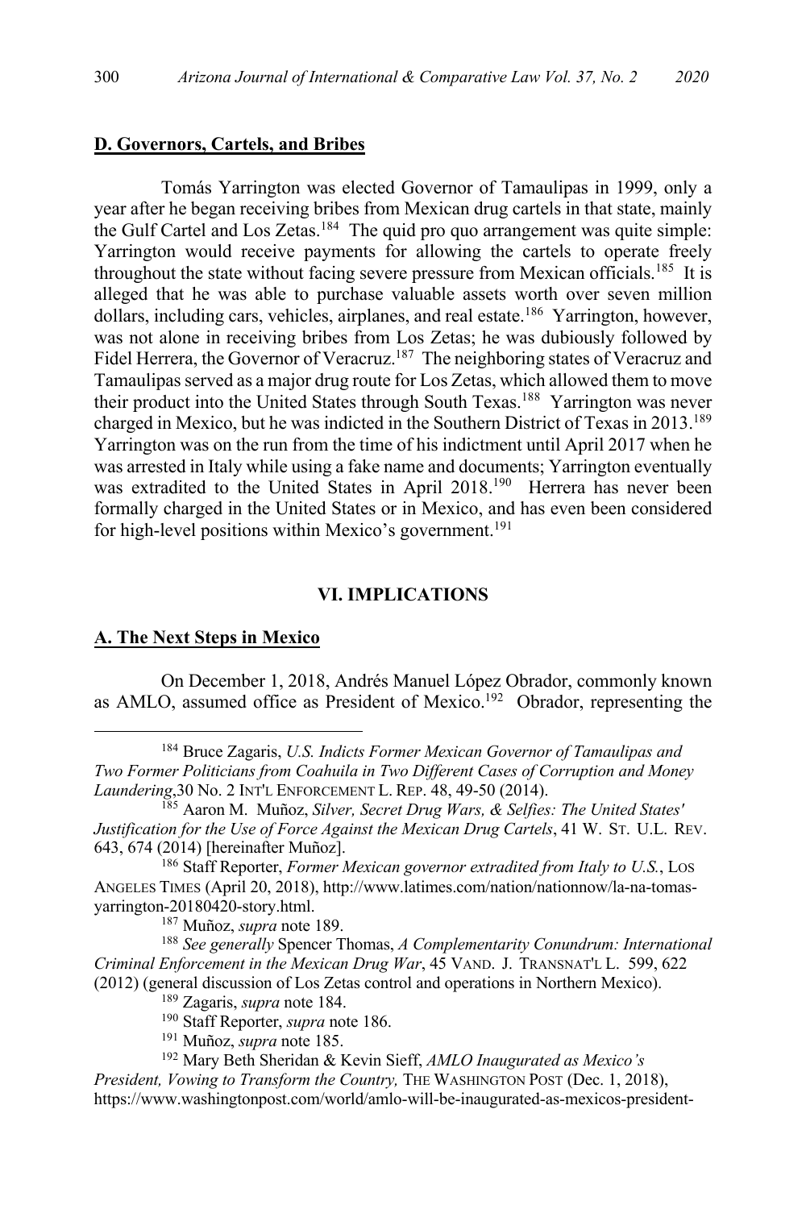## D. Governors, Cartels, and Bribes

Tomás Yarrington was elected Governor of Tamaulipas in 1999, only a year after he began receiving bribes from Mexican drug cartels in that state, mainly the Gulf Cartel and Los Zetas.[184] The quid pro quo arrangement was quite simple: Yarrington would receive payments for allowing the cartels to operate freely throughout the state without facing severe pressure from Mexican officials.[185] It is alleged that he was able to purchase valuable assets worth over seven million dollars, including cars, vehicles, airplanes, and real estate.[186] Yarrington, however, was not alone in receiving bribes from Los Zetas; he was dubiously followed by Fidel Herrera, the Governor of Veracruz.[187] The neighboring states of Veracruz and Tamaulipas served as a major drug route for Los Zetas, which allowed them to move their product into the United States through South Texas.[188] Yarrington was never charged in Mexico, but he was indicted in the Southern District of Texas in 2013.[189] Yarrington was on the run from the time of his indictment until April 2017 when he was arrested in Italy while using a fake name and documents; Yarrington eventually was extradited to the United States in April 2018.[190] Herrera has never been formally charged in the United States or in Mexico, and has even been considered for high-level positions within Mexico's government.[191]

# VI. IMPLICATIONS

## A. The Next Steps in Mexico

On December 1, 2018, Andrés Manuel López Obrador, commonly known as AMLO, assumed office as President of Mexico.[192] Obrador, representing the

---

[184] Bruce Zagaris, *U.S. Indicts Former Mexican Governor of Tamaulipas and Two Former Politicians from Coahuila in Two Different Cases of Corruption and Money Laundering*,30 No. 2 INT'L ENFORCEMENT L. REP. 48, 49-50 (2014).

[185] Aaron M. Muñoz, *Silver, Secret Drug Wars, & Selfies: The United States' Justification for the Use of Force Against the Mexican Drug Cartels*, 41 W. ST. U.L. REV. 643, 674 (2014) [hereinafter Muñoz].

[186] Staff Reporter, *Former Mexican governor extradited from Italy to U.S.*, LOS ANGELES TIMES (April 20, 2018), http://www.latimes.com/nation/nationnow/la-na-tomas-yarrington-20180420-story.html.

[187] Muñoz, *supra* note 189.

[188] *See generally* Spencer Thomas, *A Complementarity Conundrum: International Criminal Enforcement in the Mexican Drug War*, 45 VAND. J. TRANSNAT'L L. 599, 622 (2012) (general discussion of Los Zetas control and operations in Northern Mexico).

[189] Zagaris, *supra* note 184.

[190] Staff Reporter, *supra* note 186.

[191] Muñoz, *supra* note 185.

[192] Mary Beth Sheridan & Kevin Sieff, *AMLO Inaugurated as Mexico's President, Vowing to Transform the Country,* THE WASHINGTON POST (Dec. 1, 2018), https://www.washingtonpost.com/world/amlo-will-be-inaugurated-as-mexicos-president-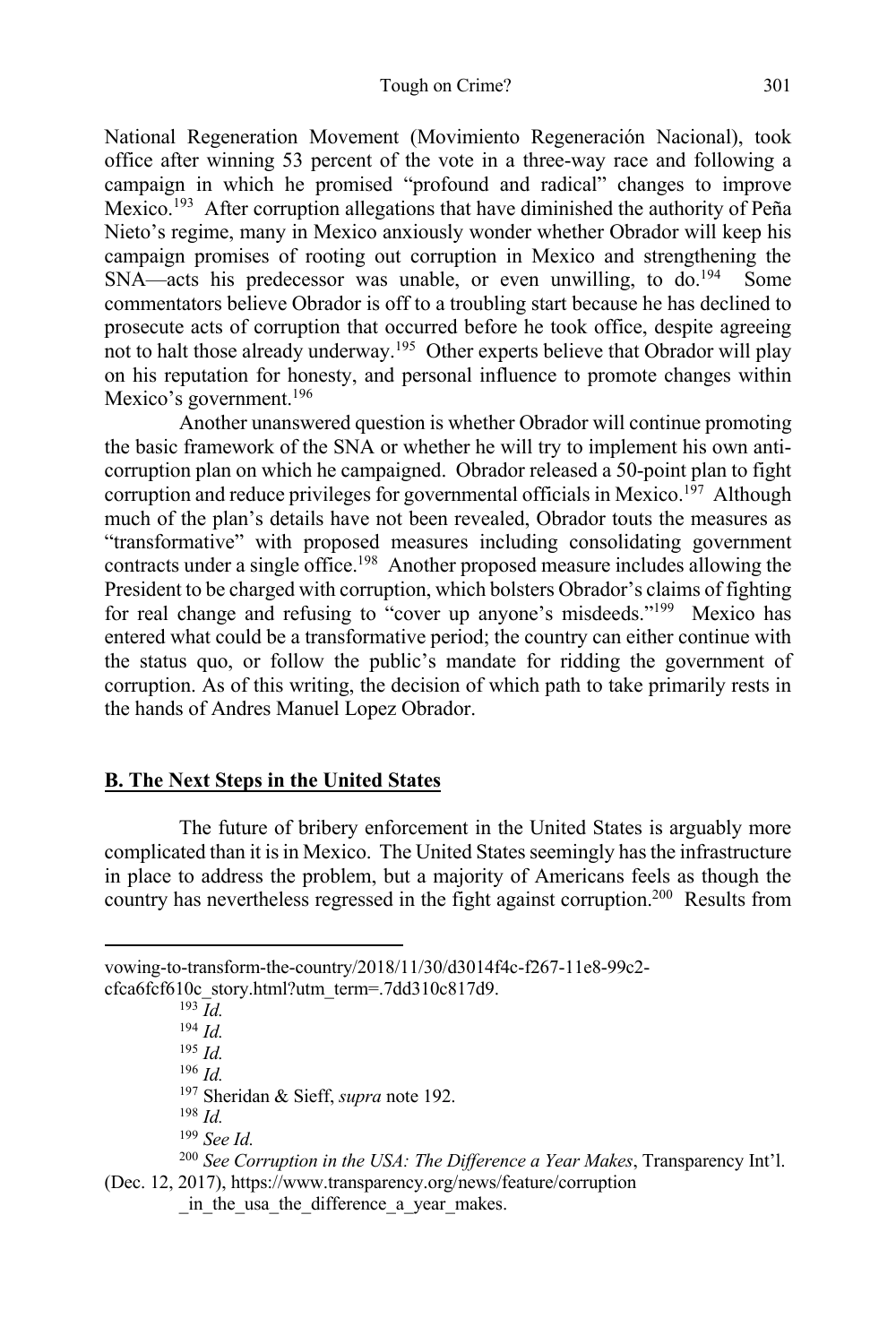National Regeneration Movement (Movimiento Regeneración Nacional), took office after winning 53 percent of the vote in a three-way race and following a campaign in which he promised "profound and radical" changes to improve Mexico.[193] After corruption allegations that have diminished the authority of Peña Nieto's regime, many in Mexico anxiously wonder whether Obrador will keep his campaign promises of rooting out corruption in Mexico and strengthening the SNA—acts his predecessor was unable, or even unwilling, to do.[194] Some commentators believe Obrador is off to a troubling start because he has declined to prosecute acts of corruption that occurred before he took office, despite agreeing not to halt those already underway.[195] Other experts believe that Obrador will play on his reputation for honesty, and personal influence to promote changes within Mexico's government.[196]

Another unanswered question is whether Obrador will continue promoting the basic framework of the SNA or whether he will try to implement his own anti-corruption plan on which he campaigned. Obrador released a 50-point plan to fight corruption and reduce privileges for governmental officials in Mexico.[197] Although much of the plan's details have not been revealed, Obrador touts the measures as "transformative" with proposed measures including consolidating government contracts under a single office.[198] Another proposed measure includes allowing the President to be charged with corruption, which bolsters Obrador's claims of fighting for real change and refusing to "cover up anyone's misdeeds."[199] Mexico has entered what could be a transformative period; the country can either continue with the status quo, or follow the public's mandate for ridding the government of corruption. As of this writing, the decision of which path to take primarily rests in the hands of Andres Manuel Lopez Obrador.

## B. The Next Steps in the United States

The future of bribery enforcement in the United States is arguably more complicated than it is in Mexico. The United States seemingly has the infrastructure in place to address the problem, but a majority of Americans feels as though the country has nevertheless regressed in the fight against corruption.[200] Results from

---

vowing-to-transform-the-country/2018/11/30/d3014f4c-f267-11e8-99c2-cfca6fcf610c_story.html?utm_term=.7dd310c817d9.

[193] *Id.*

[194] *Id.*

[195] *Id.*

[196] *Id.*

[197] Sheridan & Sieff, *supra* note 192.

[198] *Id.*

[199] *See Id.*

[200] *See Corruption in the USA: The Difference a Year Makes*, Transparency Int'l. (Dec. 12, 2017), https://www.transparency.org/news/feature/corruption_in_the_usa_the_difference_a_year_makes.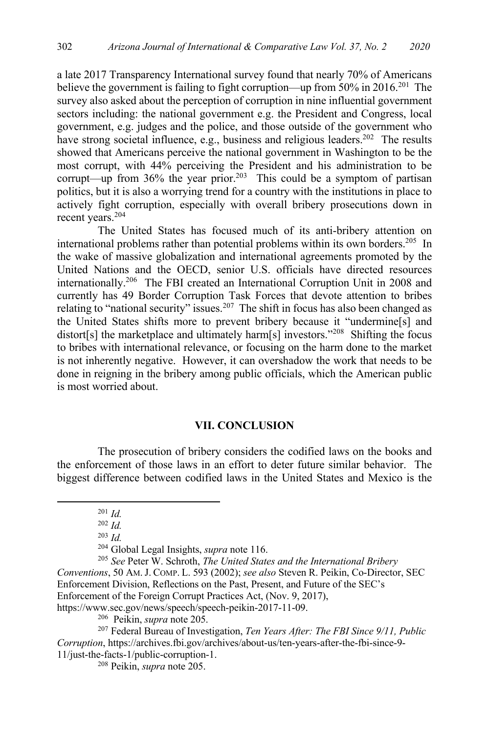a late 2017 Transparency International survey found that nearly 70% of Americans believe the government is failing to fight corruption—up from 50% in 2016.[201] The survey also asked about the perception of corruption in nine influential government sectors including: the national government e.g. the President and Congress, local government, e.g. judges and the police, and those outside of the government who have strong societal influence, e.g., business and religious leaders.[202] The results showed that Americans perceive the national government in Washington to be the most corrupt, with 44% perceiving the President and his administration to be corrupt—up from 36% the year prior.[203] This could be a symptom of partisan politics, but it is also a worrying trend for a country with the institutions in place to actively fight corruption, especially with overall bribery prosecutions down in recent years.[204]

The United States has focused much of its anti-bribery attention on international problems rather than potential problems within its own borders.[205] In the wake of massive globalization and international agreements promoted by the United Nations and the OECD, senior U.S. officials have directed resources internationally.[206] The FBI created an International Corruption Unit in 2008 and currently has 49 Border Corruption Task Forces that devote attention to bribes relating to "national security" issues.[207] The shift in focus has also been changed as the United States shifts more to prevent bribery because it "undermine[s] and distort[s] the marketplace and ultimately harm[s] investors."[208] Shifting the focus to bribes with international relevance, or focusing on the harm done to the market is not inherently negative. However, it can overshadow the work that needs to be done in reigning in the bribery among public officials, which the American public is most worried about.

## VII. CONCLUSION

The prosecution of bribery considers the codified laws on the books and the enforcement of those laws in an effort to deter future similar behavior. The biggest difference between codified laws in the United States and Mexico is the

---

[201] *Id.*

[202] *Id.*

[203] *Id.*

[204] Global Legal Insights, *supra* note 116.

[205] *See* Peter W. Schroth, *The United States and the International Bribery Conventions*, 50 AM. J. COMP. L. 593 (2002); *see also* Steven R. Peikin, Co-Director, SEC Enforcement Division, Reflections on the Past, Present, and Future of the SEC's Enforcement of the Foreign Corrupt Practices Act, (Nov. 9, 2017), https://www.sec.gov/news/speech/speech-peikin-2017-11-09.

[206] Peikin, *supra* note 205.

[207] Federal Bureau of Investigation, *Ten Years After: The FBI Since 9/11, Public Corruption*, https://archives.fbi.gov/archives/about-us/ten-years-after-the-fbi-since-9-11/just-the-facts-1/public-corruption-1.

[208] Peikin, *supra* note 205.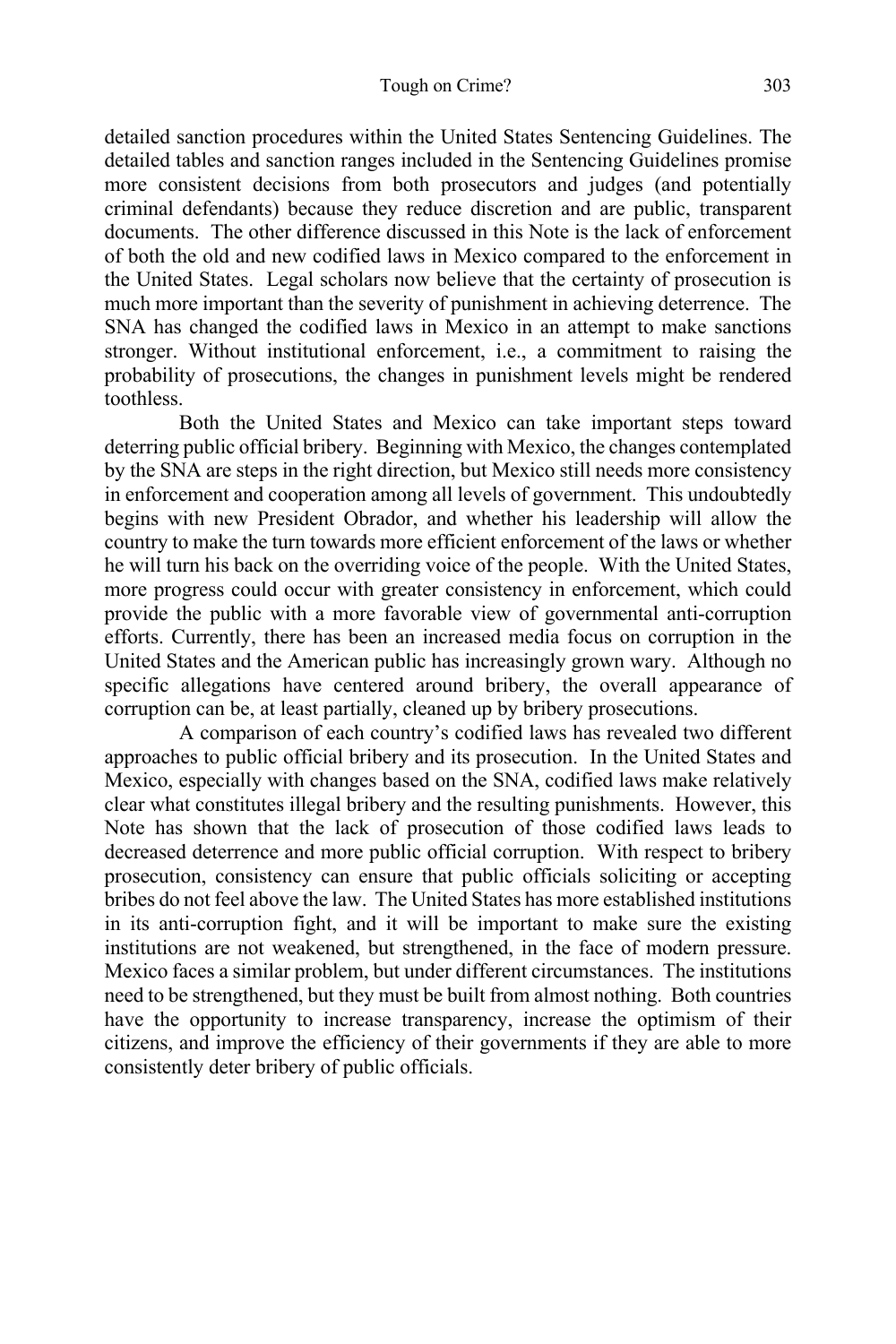detailed sanction procedures within the United States Sentencing Guidelines. The detailed tables and sanction ranges included in the Sentencing Guidelines promise more consistent decisions from both prosecutors and judges (and potentially criminal defendants) because they reduce discretion and are public, transparent documents. The other difference discussed in this Note is the lack of enforcement of both the old and new codified laws in Mexico compared to the enforcement in the United States. Legal scholars now believe that the certainty of prosecution is much more important than the severity of punishment in achieving deterrence. The SNA has changed the codified laws in Mexico in an attempt to make sanctions stronger. Without institutional enforcement, i.e., a commitment to raising the probability of prosecutions, the changes in punishment levels might be rendered toothless.

Both the United States and Mexico can take important steps toward deterring public official bribery. Beginning with Mexico, the changes contemplated by the SNA are steps in the right direction, but Mexico still needs more consistency in enforcement and cooperation among all levels of government. This undoubtedly begins with new President Obrador, and whether his leadership will allow the country to make the turn towards more efficient enforcement of the laws or whether he will turn his back on the overriding voice of the people. With the United States, more progress could occur with greater consistency in enforcement, which could provide the public with a more favorable view of governmental anti-corruption efforts. Currently, there has been an increased media focus on corruption in the United States and the American public has increasingly grown wary. Although no specific allegations have centered around bribery, the overall appearance of corruption can be, at least partially, cleaned up by bribery prosecutions.

A comparison of each country's codified laws has revealed two different approaches to public official bribery and its prosecution. In the United States and Mexico, especially with changes based on the SNA, codified laws make relatively clear what constitutes illegal bribery and the resulting punishments. However, this Note has shown that the lack of prosecution of those codified laws leads to decreased deterrence and more public official corruption. With respect to bribery prosecution, consistency can ensure that public officials soliciting or accepting bribes do not feel above the law. The United States has more established institutions in its anti-corruption fight, and it will be important to make sure the existing institutions are not weakened, but strengthened, in the face of modern pressure. Mexico faces a similar problem, but under different circumstances. The institutions need to be strengthened, but they must be built from almost nothing. Both countries have the opportunity to increase transparency, increase the optimism of their citizens, and improve the efficiency of their governments if they are able to more consistently deter bribery of public officials.